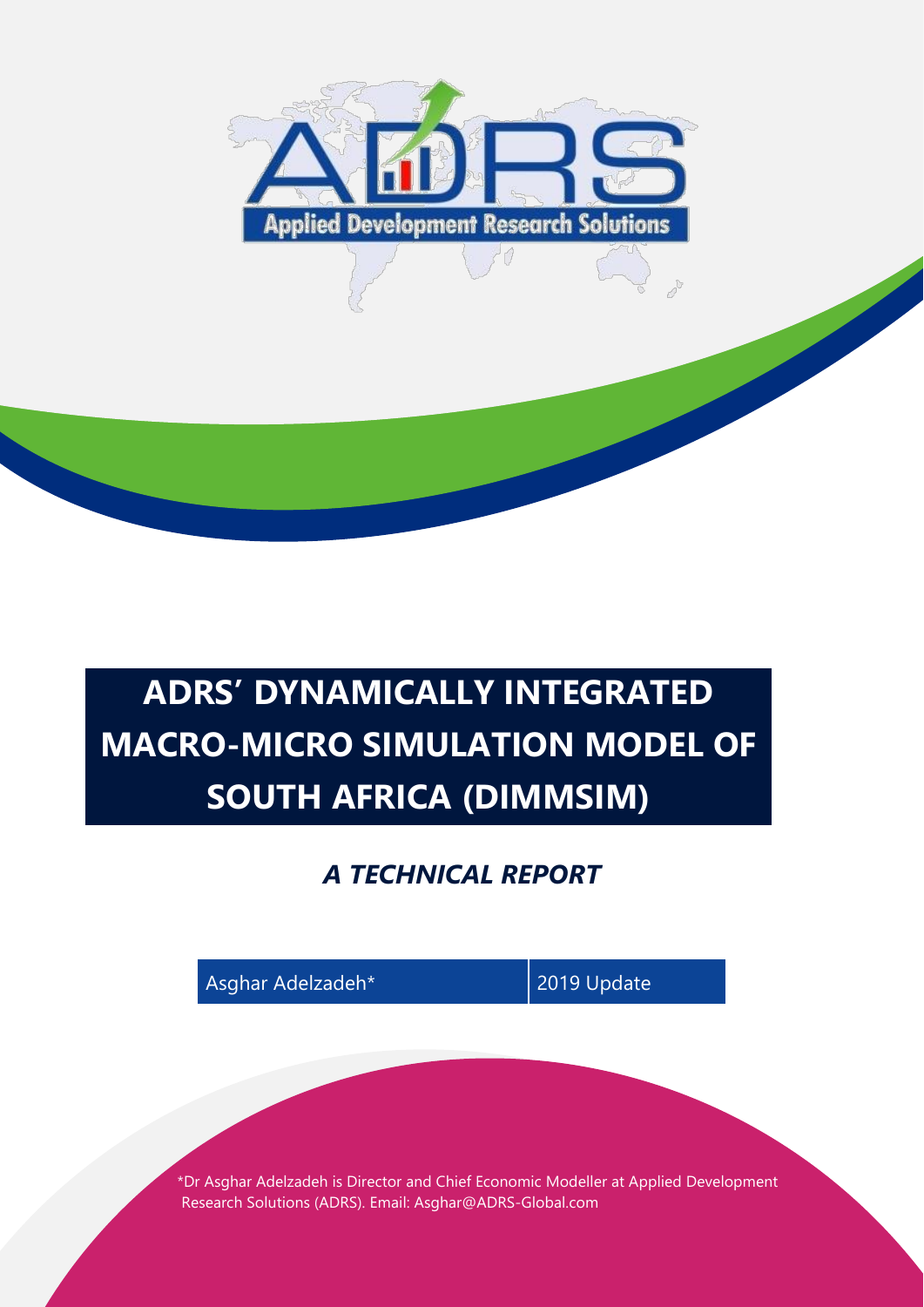Applied Development Research Solutions

# ADRS' DYNAMICALLY INTEGRATED MACRO-MICRO SIMULATION MODEL OF SOUTH AFRICA (DIMMSIM)

## *A TECHNICAL REPORT*

Asghar Adelzadeh* | 2019 Update

*Dr Asghar Adelzadeh is Director and Chief Economic Modeller at Applied Development Research Solutions (ADRS). Email: Asghar@ADRS-Global.com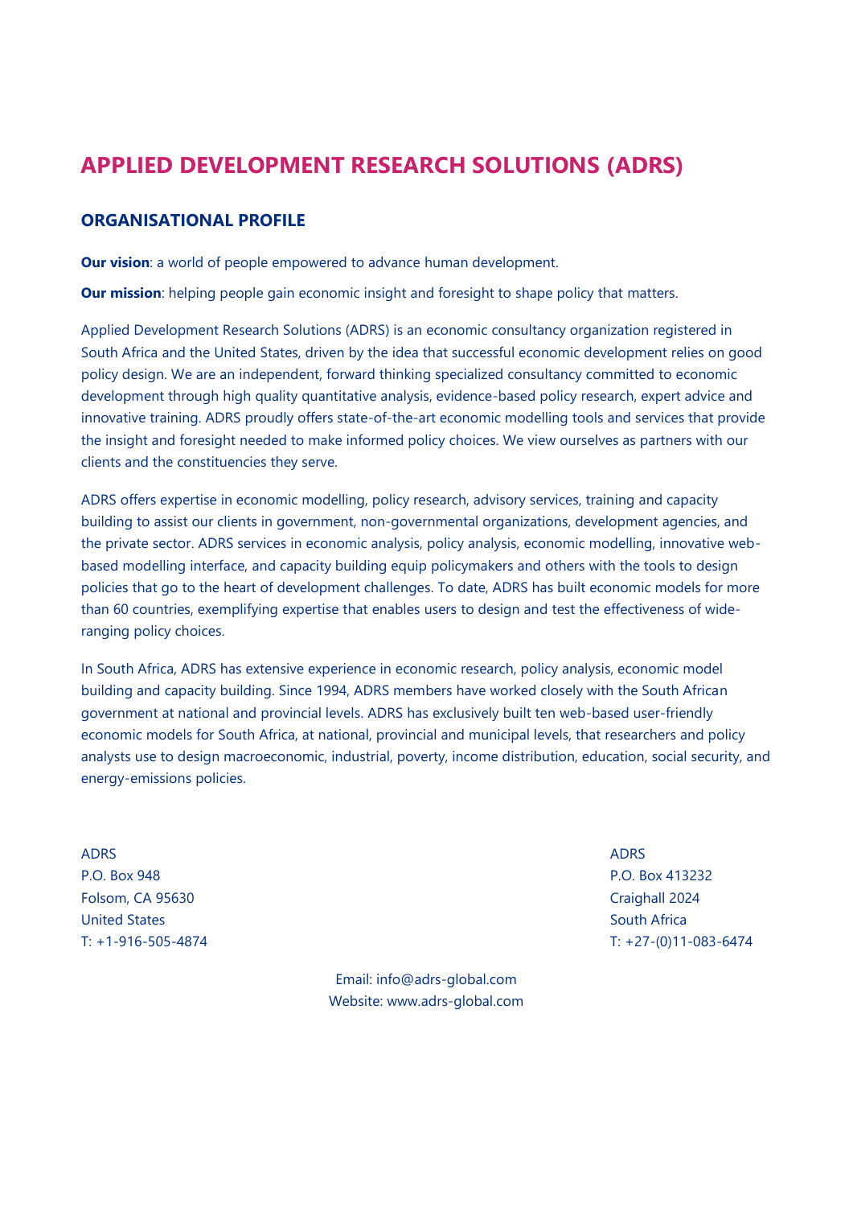# APPLIED DEVELOPMENT RESEARCH SOLUTIONS (ADRS)

## ORGANISATIONAL PROFILE

**Our vision**: a world of people empowered to advance human development.

**Our mission**: helping people gain economic insight and foresight to shape policy that matters.

Applied Development Research Solutions (ADRS) is an economic consultancy organization registered in South Africa and the United States, driven by the idea that successful economic development relies on good policy design. We are an independent, forward thinking specialized consultancy committed to economic development through high quality quantitative analysis, evidence-based policy research, expert advice and innovative training. ADRS proudly offers state-of-the-art economic modelling tools and services that provide the insight and foresight needed to make informed policy choices. We view ourselves as partners with our clients and the constituencies they serve.

ADRS offers expertise in economic modelling, policy research, advisory services, training and capacity building to assist our clients in government, non-governmental organizations, development agencies, and the private sector. ADRS services in economic analysis, policy analysis, economic modelling, innovative web-based modelling interface, and capacity building equip policymakers and others with the tools to design policies that go to the heart of development challenges. To date, ADRS has built economic models for more than 60 countries, exemplifying expertise that enables users to design and test the effectiveness of wide-ranging policy choices.

In South Africa, ADRS has extensive experience in economic research, policy analysis, economic model building and capacity building. Since 1994, ADRS members have worked closely with the South African government at national and provincial levels. ADRS has exclusively built ten web-based user-friendly economic models for South Africa, at national, provincial and municipal levels, that researchers and policy analysts use to design macroeconomic, industrial, poverty, income distribution, education, social security, and energy-emissions policies.

ADRS
P.O. Box 948
Folsom, CA 95630
United States
T: +1-916-505-4874

ADRS
P.O. Box 413232
Craighall 2024
South Africa
T: +27-(0)11-083-6474

Email: info@adrs-global.com
Website: www.adrs-global.com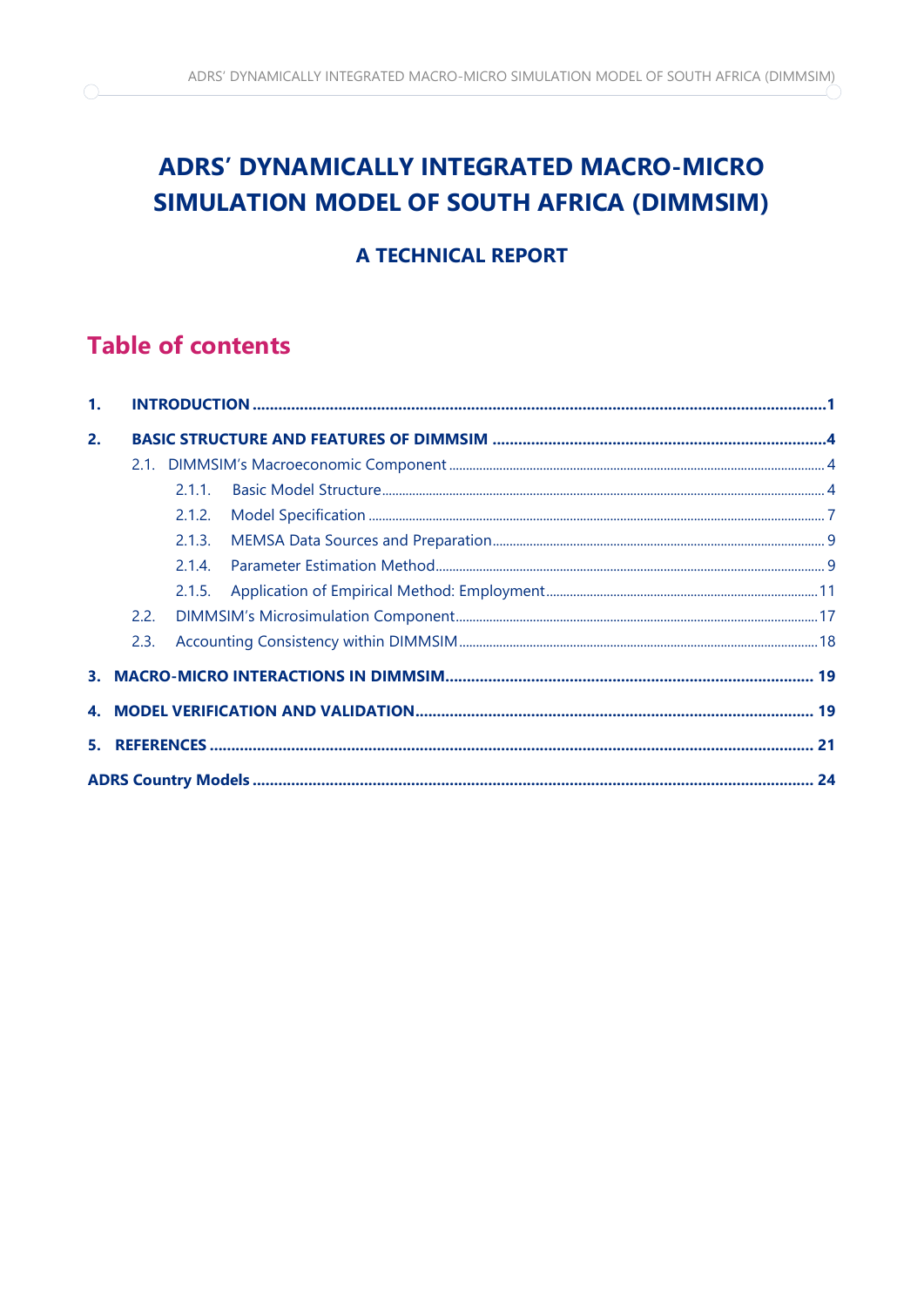# ADRS' DYNAMICALLY INTEGRATED MACRO-MICRO SIMULATION MODEL OF SOUTH AFRICA (DIMMSIM)

## A TECHNICAL REPORT

## Table of contents

**1. INTRODUCTION** ..... **1**

**2. BASIC STRUCTURE AND FEATURES OF DIMMSIM** ..... **4**

- 2.1. DIMMSIM's Macroeconomic Component ..... 4
  - 2.1.1. Basic Model Structure ..... 4
  - 2.1.2. Model Specification ..... 7
  - 2.1.3. MEMSA Data Sources and Preparation ..... 9
  - 2.1.4. Parameter Estimation Method ..... 9
  - 2.1.5. Application of Empirical Method: Employment ..... 11
- 2.2. DIMMSIM's Microsimulation Component ..... 17
- 2.3. Accounting Consistency within DIMMSIM ..... 18

**3. MACRO-MICRO INTERACTIONS IN DIMMSIM** ..... **19**

**4. MODEL VERIFICATION AND VALIDATION** ..... **19**

**5. REFERENCES** ..... **21**

**ADRS Country Models** ..... **24**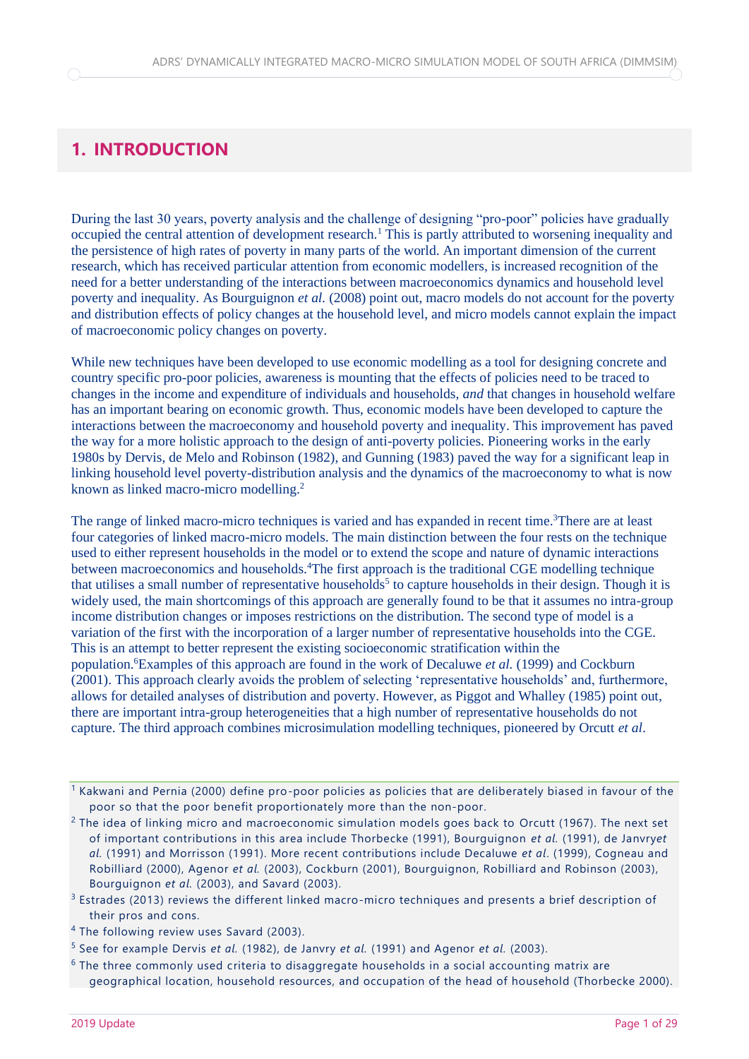# 1. INTRODUCTION

During the last 30 years, poverty analysis and the challenge of designing "pro-poor" policies have gradually occupied the central attention of development research.[1] This is partly attributed to worsening inequality and the persistence of high rates of poverty in many parts of the world. An important dimension of the current research, which has received particular attention from economic modellers, is increased recognition of the need for a better understanding of the interactions between macroeconomics dynamics and household level poverty and inequality. As Bourguignon *et al.* (2008) point out, macro models do not account for the poverty and distribution effects of policy changes at the household level, and micro models cannot explain the impact of macroeconomic policy changes on poverty.

While new techniques have been developed to use economic modelling as a tool for designing concrete and country specific pro-poor policies, awareness is mounting that the effects of policies need to be traced to changes in the income and expenditure of individuals and households, *and* that changes in household welfare has an important bearing on economic growth. Thus, economic models have been developed to capture the interactions between the macroeconomy and household poverty and inequality. This improvement has paved the way for a more holistic approach to the design of anti-poverty policies. Pioneering works in the early 1980s by Dervis, de Melo and Robinson (1982), and Gunning (1983) paved the way for a significant leap in linking household level poverty-distribution analysis and the dynamics of the macroeconomy to what is now known as linked macro-micro modelling.[2]

The range of linked macro-micro techniques is varied and has expanded in recent time.[3]There are at least four categories of linked macro-micro models. The main distinction between the four rests on the technique used to either represent households in the model or to extend the scope and nature of dynamic interactions between macroeconomics and households.[4]The first approach is the traditional CGE modelling technique that utilises a small number of representative households[5] to capture households in their design. Though it is widely used, the main shortcomings of this approach are generally found to be that it assumes no intra-group income distribution changes or imposes restrictions on the distribution. The second type of model is a variation of the first with the incorporation of a larger number of representative households into the CGE. This is an attempt to better represent the existing socioeconomic stratification within the population.[6]Examples of this approach are found in the work of Decaluwe *et al.* (1999) and Cockburn (2001). This approach clearly avoids the problem of selecting 'representative households' and, furthermore, allows for detailed analyses of distribution and poverty. However, as Piggot and Whalley (1985) point out, there are important intra-group heterogeneities that a high number of representative households do not capture. The third approach combines microsimulation modelling techniques, pioneered by Orcutt *et al*.

---

[1] Kakwani and Pernia (2000) define pro-poor policies as policies that are deliberately biased in favour of the poor so that the poor benefit proportionately more than the non-poor.

[2] The idea of linking micro and macroeconomic simulation models goes back to Orcutt (1967). The next set of important contributions in this area include Thorbecke (1991), Bourguignon *et al.* (1991), de Janvry*et al.* (1991) and Morrisson (1991). More recent contributions include Decaluwe *et al.* (1999), Cogneau and Robilliard (2000), Agenor *et al.* (2003), Cockburn (2001), Bourguignon, Robilliard and Robinson (2003), Bourguignon *et al.* (2003), and Savard (2003).

[3] Estrades (2013) reviews the different linked macro-micro techniques and presents a brief description of their pros and cons.

[4] The following review uses Savard (2003).

[5] See for example Dervis *et al.* (1982), de Janvry *et al.* (1991) and Agenor *et al.* (2003).

[6] The three commonly used criteria to disaggregate households in a social accounting matrix are geographical location, household resources, and occupation of the head of household (Thorbecke 2000).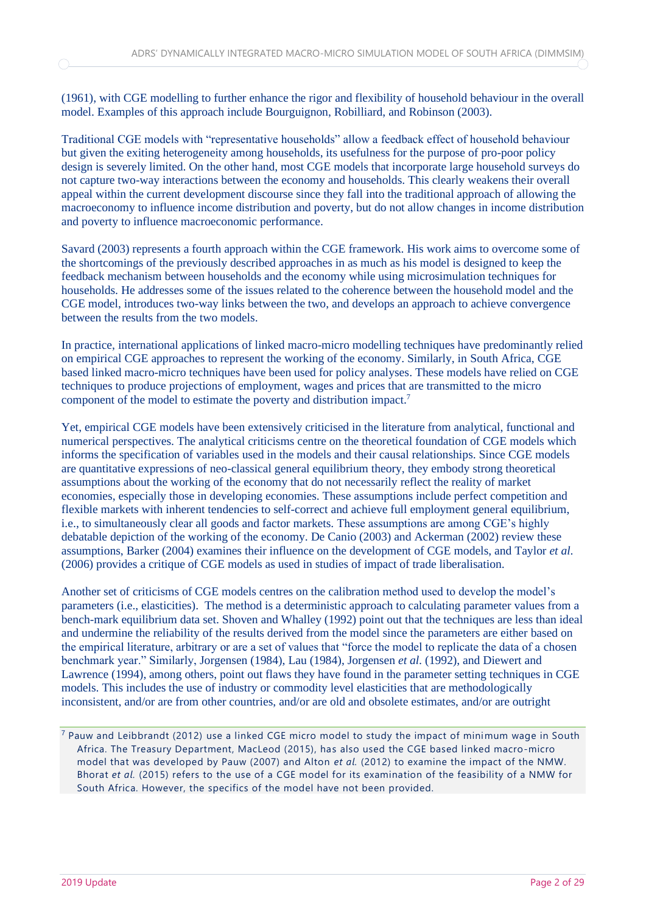(1961), with CGE modelling to further enhance the rigor and flexibility of household behaviour in the overall model. Examples of this approach include Bourguignon, Robilliard, and Robinson (2003).

Traditional CGE models with "representative households" allow a feedback effect of household behaviour but given the exiting heterogeneity among households, its usefulness for the purpose of pro-poor policy design is severely limited. On the other hand, most CGE models that incorporate large household surveys do not capture two-way interactions between the economy and households. This clearly weakens their overall appeal within the current development discourse since they fall into the traditional approach of allowing the macroeconomy to influence income distribution and poverty, but do not allow changes in income distribution and poverty to influence macroeconomic performance.

Savard (2003) represents a fourth approach within the CGE framework. His work aims to overcome some of the shortcomings of the previously described approaches in as much as his model is designed to keep the feedback mechanism between households and the economy while using microsimulation techniques for households. He addresses some of the issues related to the coherence between the household model and the CGE model, introduces two-way links between the two, and develops an approach to achieve convergence between the results from the two models.

In practice, international applications of linked macro-micro modelling techniques have predominantly relied on empirical CGE approaches to represent the working of the economy. Similarly, in South Africa, CGE based linked macro-micro techniques have been used for policy analyses. These models have relied on CGE techniques to produce projections of employment, wages and prices that are transmitted to the micro component of the model to estimate the poverty and distribution impact.[7]

Yet, empirical CGE models have been extensively criticised in the literature from analytical, functional and numerical perspectives. The analytical criticisms centre on the theoretical foundation of CGE models which informs the specification of variables used in the models and their causal relationships. Since CGE models are quantitative expressions of neo-classical general equilibrium theory, they embody strong theoretical assumptions about the working of the economy that do not necessarily reflect the reality of market economies, especially those in developing economies. These assumptions include perfect competition and flexible markets with inherent tendencies to self-correct and achieve full employment general equilibrium, i.e., to simultaneously clear all goods and factor markets. These assumptions are among CGE's highly debatable depiction of the working of the economy. De Canio (2003) and Ackerman (2002) review these assumptions, Barker (2004) examines their influence on the development of CGE models, and Taylor *et al.* (2006) provides a critique of CGE models as used in studies of impact of trade liberalisation.

Another set of criticisms of CGE models centres on the calibration method used to develop the model's parameters (i.e., elasticities). The method is a deterministic approach to calculating parameter values from a bench-mark equilibrium data set. Shoven and Whalley (1992) point out that the techniques are less than ideal and undermine the reliability of the results derived from the model since the parameters are either based on the empirical literature, arbitrary or are a set of values that "force the model to replicate the data of a chosen benchmark year." Similarly, Jorgensen (1984), Lau (1984), Jorgensen *et al.* (1992), and Diewert and Lawrence (1994), among others, point out flaws they have found in the parameter setting techniques in CGE models. This includes the use of industry or commodity level elasticities that are methodologically inconsistent, and/or are from other countries, and/or are old and obsolete estimates, and/or are outright

[7] Pauw and Leibbrandt (2012) use a linked CGE micro model to study the impact of minimum wage in South Africa. The Treasury Department, MacLeod (2015), has also used the CGE based linked macro-micro model that was developed by Pauw (2007) and Alton *et al.* (2012) to examine the impact of the NMW. Bhorat *et al.* (2015) refers to the use of a CGE model for its examination of the feasibility of a NMW for South Africa. However, the specifics of the model have not been provided.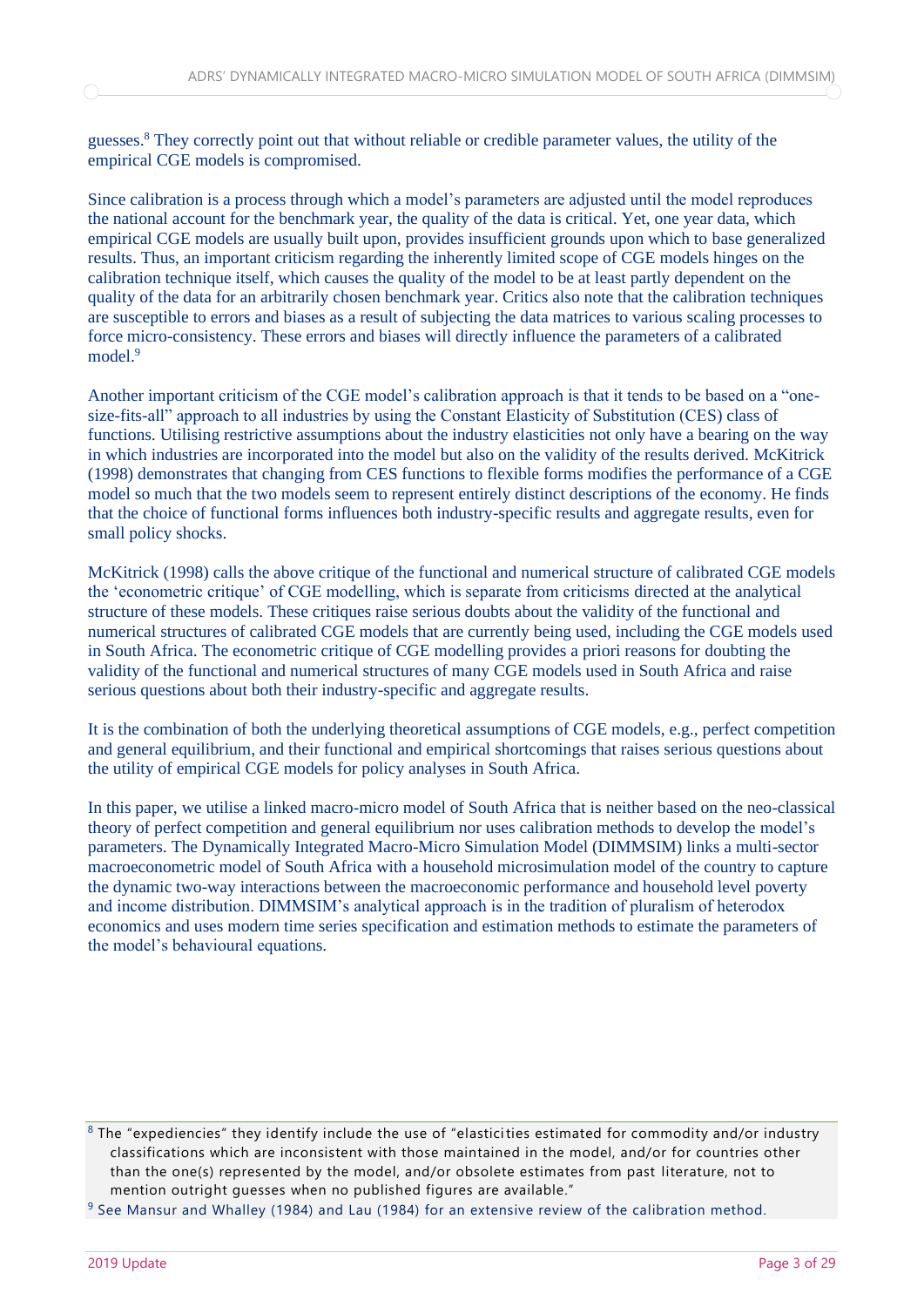guesses.[8] They correctly point out that without reliable or credible parameter values, the utility of the empirical CGE models is compromised.

Since calibration is a process through which a model's parameters are adjusted until the model reproduces the national account for the benchmark year, the quality of the data is critical. Yet, one year data, which empirical CGE models are usually built upon, provides insufficient grounds upon which to base generalized results. Thus, an important criticism regarding the inherently limited scope of CGE models hinges on the calibration technique itself, which causes the quality of the model to be at least partly dependent on the quality of the data for an arbitrarily chosen benchmark year. Critics also note that the calibration techniques are susceptible to errors and biases as a result of subjecting the data matrices to various scaling processes to force micro-consistency. These errors and biases will directly influence the parameters of a calibrated model.[9]

Another important criticism of the CGE model's calibration approach is that it tends to be based on a "one-size-fits-all" approach to all industries by using the Constant Elasticity of Substitution (CES) class of functions. Utilising restrictive assumptions about the industry elasticities not only have a bearing on the way in which industries are incorporated into the model but also on the validity of the results derived. McKitrick (1998) demonstrates that changing from CES functions to flexible forms modifies the performance of a CGE model so much that the two models seem to represent entirely distinct descriptions of the economy. He finds that the choice of functional forms influences both industry-specific results and aggregate results, even for small policy shocks.

McKitrick (1998) calls the above critique of the functional and numerical structure of calibrated CGE models the 'econometric critique' of CGE modelling, which is separate from criticisms directed at the analytical structure of these models. These critiques raise serious doubts about the validity of the functional and numerical structures of calibrated CGE models that are currently being used, including the CGE models used in South Africa. The econometric critique of CGE modelling provides a priori reasons for doubting the validity of the functional and numerical structures of many CGE models used in South Africa and raise serious questions about both their industry-specific and aggregate results.

It is the combination of both the underlying theoretical assumptions of CGE models, e.g., perfect competition and general equilibrium, and their functional and empirical shortcomings that raises serious questions about the utility of empirical CGE models for policy analyses in South Africa.

In this paper, we utilise a linked macro-micro model of South Africa that is neither based on the neo-classical theory of perfect competition and general equilibrium nor uses calibration methods to develop the model's parameters. The Dynamically Integrated Macro-Micro Simulation Model (DIMMSIM) links a multi-sector macroeconometric model of South Africa with a household microsimulation model of the country to capture the dynamic two-way interactions between the macroeconomic performance and household level poverty and income distribution. DIMMSIM's analytical approach is in the tradition of pluralism of heterodox economics and uses modern time series specification and estimation methods to estimate the parameters of the model's behavioural equations.

[8] The "expediencies" they identify include the use of "elasticities estimated for commodity and/or industry classifications which are inconsistent with those maintained in the model, and/or for countries other than the one(s) represented by the model, and/or obsolete estimates from past literature, not to mention outright guesses when no published figures are available."

[9] See Mansur and Whalley (1984) and Lau (1984) for an extensive review of the calibration method.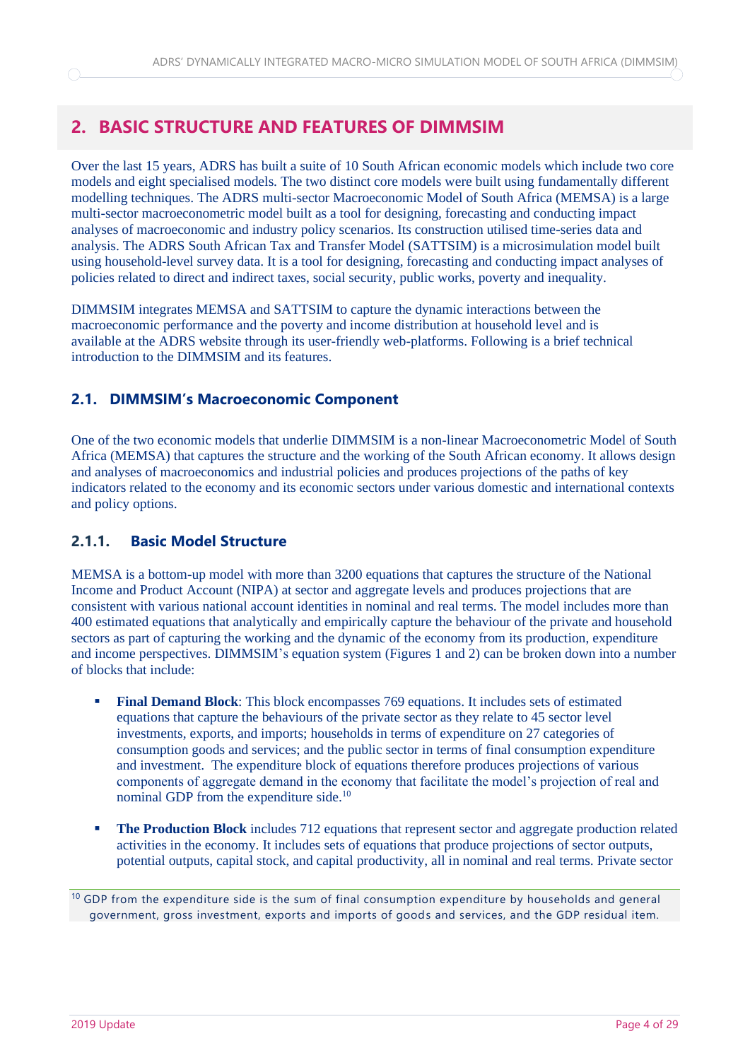## 2. BASIC STRUCTURE AND FEATURES OF DIMMSIM

Over the last 15 years, ADRS has built a suite of 10 South African economic models which include two core models and eight specialised models. The two distinct core models were built using fundamentally different modelling techniques. The ADRS multi-sector Macroeconomic Model of South Africa (MEMSA) is a large multi-sector macroeconometric model built as a tool for designing, forecasting and conducting impact analyses of macroeconomic and industry policy scenarios. Its construction utilised time-series data and analysis. The ADRS South African Tax and Transfer Model (SATTSIM) is a microsimulation model built using household-level survey data. It is a tool for designing, forecasting and conducting impact analyses of policies related to direct and indirect taxes, social security, public works, poverty and inequality.

DIMMSIM integrates MEMSA and SATTSIM to capture the dynamic interactions between the macroeconomic performance and the poverty and income distribution at household level and is available at the ADRS website through its user-friendly web-platforms. Following is a brief technical introduction to the DIMMSIM and its features.

### 2.1. DIMMSIM's Macroeconomic Component

One of the two economic models that underlie DIMMSIM is a non-linear Macroeconometric Model of South Africa (MEMSA) that captures the structure and the working of the South African economy. It allows design and analyses of macroeconomics and industrial policies and produces projections of the paths of key indicators related to the economy and its economic sectors under various domestic and international contexts and policy options.

### 2.1.1. Basic Model Structure

MEMSA is a bottom-up model with more than 3200 equations that captures the structure of the National Income and Product Account (NIPA) at sector and aggregate levels and produces projections that are consistent with various national account identities in nominal and real terms. The model includes more than 400 estimated equations that analytically and empirically capture the behaviour of the private and household sectors as part of capturing the working and the dynamic of the economy from its production, expenditure and income perspectives. DIMMSIM's equation system (Figures 1 and 2) can be broken down into a number of blocks that include:

- **Final Demand Block**: This block encompasses 769 equations. It includes sets of estimated equations that capture the behaviours of the private sector as they relate to 45 sector level investments, exports, and imports; households in terms of expenditure on 27 categories of consumption goods and services; and the public sector in terms of final consumption expenditure and investment. The expenditure block of equations therefore produces projections of various components of aggregate demand in the economy that facilitate the model's projection of real and nominal GDP from the expenditure side.[10]

- **The Production Block** includes 712 equations that represent sector and aggregate production related activities in the economy. It includes sets of equations that produce projections of sector outputs, potential outputs, capital stock, and capital productivity, all in nominal and real terms. Private sector

[10] GDP from the expenditure side is the sum of final consumption expenditure by households and general government, gross investment, exports and imports of goods and services, and the GDP residual item.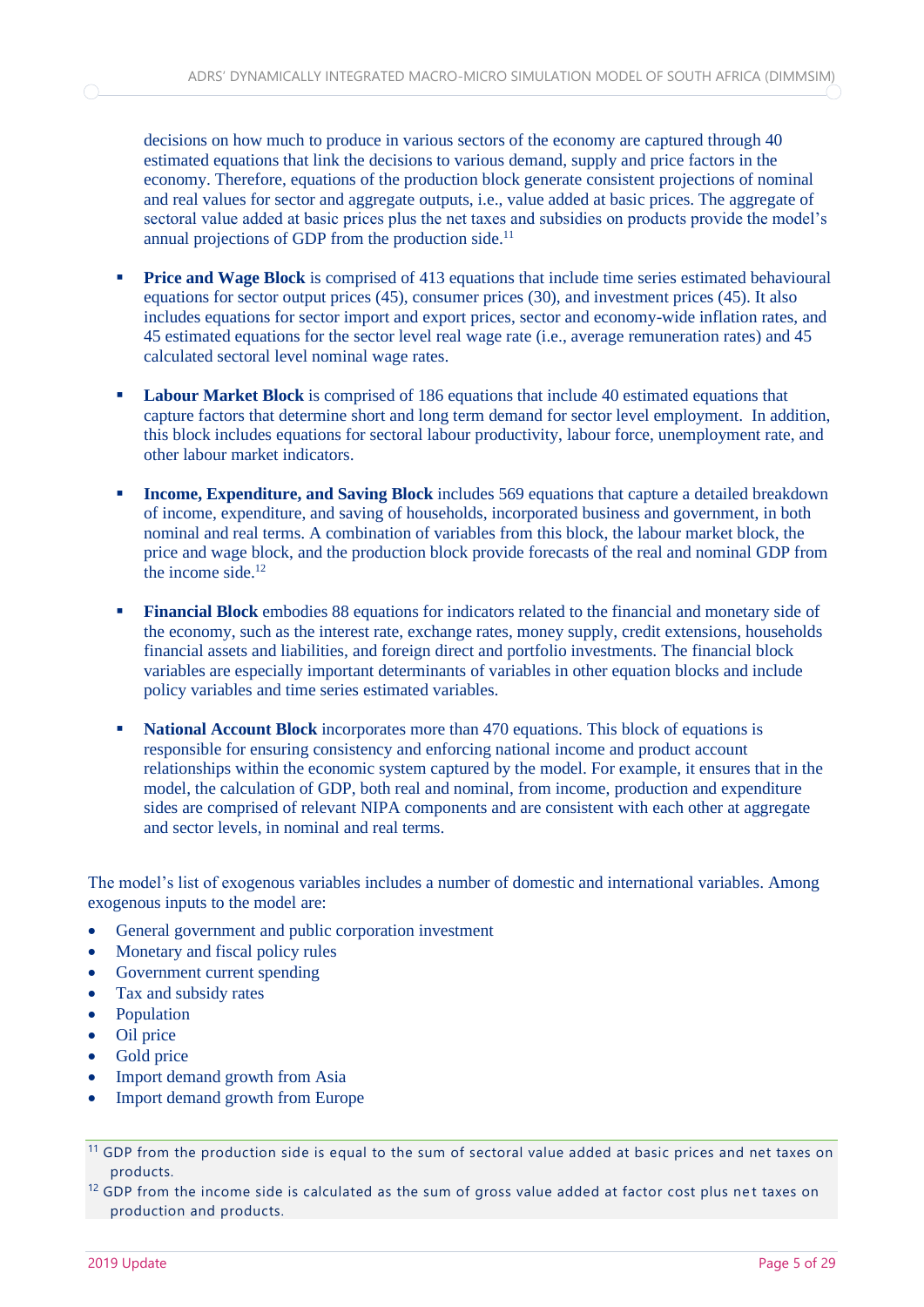decisions on how much to produce in various sectors of the economy are captured through 40 estimated equations that link the decisions to various demand, supply and price factors in the economy. Therefore, equations of the production block generate consistent projections of nominal and real values for sector and aggregate outputs, i.e., value added at basic prices. The aggregate of sectoral value added at basic prices plus the net taxes and subsidies on products provide the model's annual projections of GDP from the production side.[11]

- **Price and Wage Block** is comprised of 413 equations that include time series estimated behavioural equations for sector output prices (45), consumer prices (30), and investment prices (45). It also includes equations for sector import and export prices, sector and economy-wide inflation rates, and 45 estimated equations for the sector level real wage rate (i.e., average remuneration rates) and 45 calculated sectoral level nominal wage rates.

- **Labour Market Block** is comprised of 186 equations that include 40 estimated equations that capture factors that determine short and long term demand for sector level employment. In addition, this block includes equations for sectoral labour productivity, labour force, unemployment rate, and other labour market indicators.

- **Income, Expenditure, and Saving Block** includes 569 equations that capture a detailed breakdown of income, expenditure, and saving of households, incorporated business and government, in both nominal and real terms. A combination of variables from this block, the labour market block, the price and wage block, and the production block provide forecasts of the real and nominal GDP from the income side.[12]

- **Financial Block** embodies 88 equations for indicators related to the financial and monetary side of the economy, such as the interest rate, exchange rates, money supply, credit extensions, households financial assets and liabilities, and foreign direct and portfolio investments. The financial block variables are especially important determinants of variables in other equation blocks and include policy variables and time series estimated variables.

- **National Account Block** incorporates more than 470 equations. This block of equations is responsible for ensuring consistency and enforcing national income and product account relationships within the economic system captured by the model. For example, it ensures that in the model, the calculation of GDP, both real and nominal, from income, production and expenditure sides are comprised of relevant NIPA components and are consistent with each other at aggregate and sector levels, in nominal and real terms.

The model's list of exogenous variables includes a number of domestic and international variables. Among exogenous inputs to the model are:

- General government and public corporation investment
- Monetary and fiscal policy rules
- Government current spending
- Tax and subsidy rates
- Population
- Oil price
- Gold price
- Import demand growth from Asia
- Import demand growth from Europe

[11] GDP from the production side is equal to the sum of sectoral value added at basic prices and net taxes on products.

[12] GDP from the income side is calculated as the sum of gross value added at factor cost plus net taxes on production and products.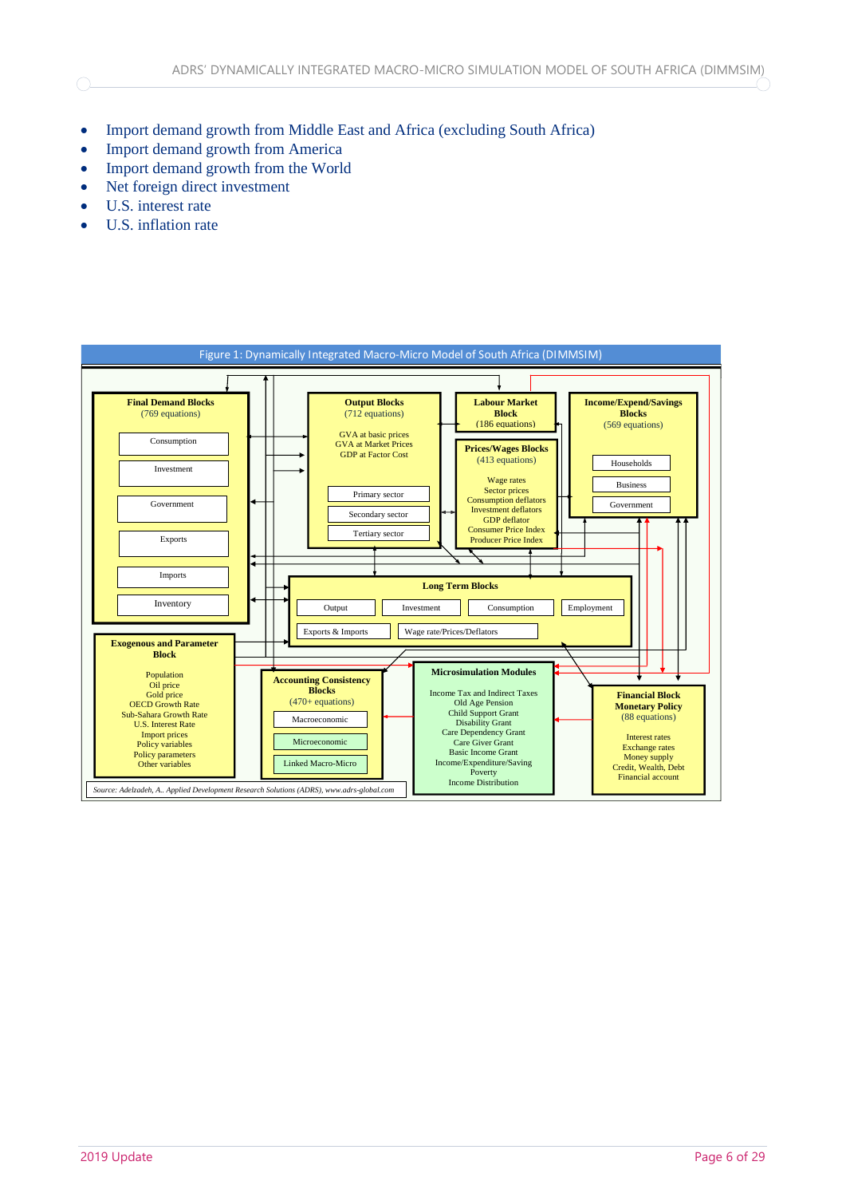- Import demand growth from Middle East and Africa (excluding South Africa)
- Import demand growth from America
- Import demand growth from the World
- Net foreign direct investment
- U.S. interest rate
- U.S. inflation rate

Figure 1: Dynamically Integrated Macro-Micro Model of South Africa (DIMMSIM)

**Final Demand Blocks** (769 equations)
- Consumption
- Investment
- Government
- Exports
- Imports
- Inventory

**Output Blocks** (712 equations)
GVA at basic prices
GVA at Market Prices
GDP at Factor Cost
- Primary sector
- Secondary sector
- Tertiary sector

**Labour Market Block** (186 equations)

**Prices/Wages Blocks** (413 equations)
Wage rates
Sector prices
Consumption deflators
Investment deflators
GDP deflator
Consumer Price Index
Producer Price Index

**Income/Expend/Savings Blocks** (569 equations)
- Households
- Business
- Government

**Long Term Blocks**
- Output
- Investment
- Consumption
- Employment
- Exports & Imports
- Wage rate/Prices/Deflators

**Exogenous and Parameter Block**
Population
Oil price
Gold price
OECD Growth Rate
Sub-Sahara Growth Rate
U.S. Interest Rate
Import prices
Policy variables
Policy parameters
Other variables

**Accounting Consistency Blocks** (470+ equations)
- Macroeconomic
- Microeconomic
- Linked Macro-Micro

**Microsimulation Modules**
Income Tax and Indirect Taxes
Old Age Pension
Child Support Grant
Disability Grant
Care Dependency Grant
Care Giver Grant
Basic Income Grant
Income/Expenditure/Saving
Poverty
Income Distribution

**Financial Block Monetary Policy** (88 equations)
Interest rates
Exchange rates
Money supply
Credit, Wealth, Debt
Financial account

*Source: Adelzadeh, A.. Applied Development Research Solutions (ADRS), www.adrs-global.com*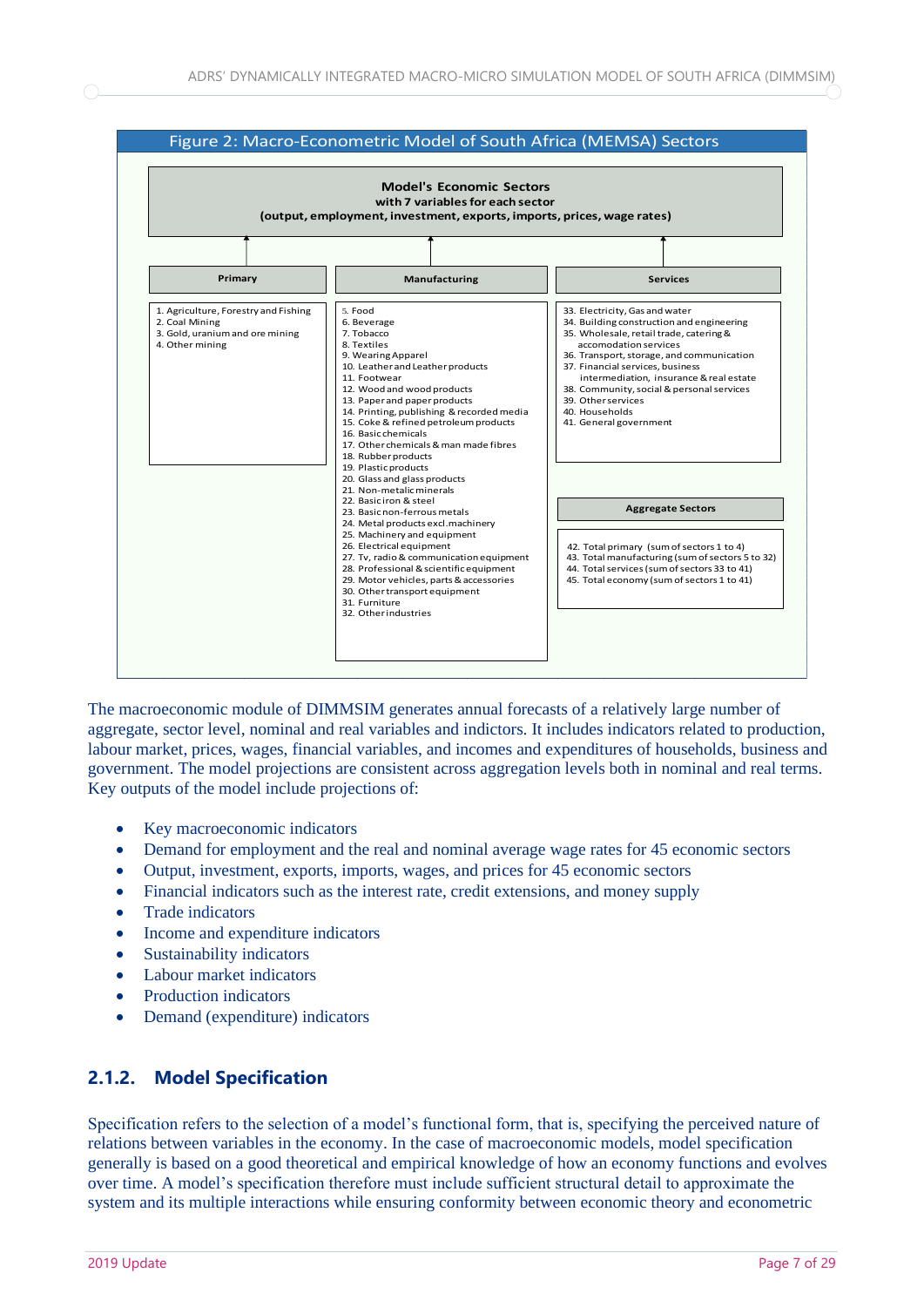**Figure 2: Macro-Econometric Model of South Africa (MEMSA) Sectors**

**Model's Economic Sectors**
**with 7 variables for each sector**
**(output, employment, investment, exports, imports, prices, wage rates)**

**Primary**

1. Agriculture, Forestry and Fishing
2. Coal Mining
3. Gold, uranium and ore mining
4. Other mining

**Manufacturing**

5. Food
6. Beverage
7. Tobacco
8. Textiles
9. Wearing Apparel
10. Leather and Leather products
11. Footwear
12. Wood and wood products
13. Paper and paper products
14. Printing, publishing & recorded media
15. Coke & refined petroleum products
16. Basic chemicals
17. Other chemicals & man made fibres
18. Rubber products
19. Plastic products
20. Glass and glass products
21. Non-metalic minerals
22. Basic iron & steel
23. Basic non-ferrous metals
24. Metal products excl. machinery
25. Machinery and equipment
26. Electrical equipment
27. Tv, radio & communication equipment
28. Professional & scientific equipment
29. Motor vehicles, parts & accessories
30. Other transport equipment
31. Furniture
32. Other industries

**Services**

33. Electricity, Gas and water
34. Building construction and engineering
35. Wholesale, retail trade, catering & accomodation services
36. Transport, storage, and communication
37. Financial services, business intermediation, insurance & real estate
38. Community, social & personal services
39. Other services
40. Households
41. General government

**Aggregate Sectors**

42. Total primary (sum of sectors 1 to 4)
43. Total manufacturing (sum of sectors 5 to 32)
44. Total services (sum of sectors 33 to 41)
45. Total economy (sum of sectors 1 to 41)

The macroeconomic module of DIMMSIM generates annual forecasts of a relatively large number of aggregate, sector level, nominal and real variables and indictors. It includes indicators related to production, labour market, prices, wages, financial variables, and incomes and expenditures of households, business and government. The model projections are consistent across aggregation levels both in nominal and real terms. Key outputs of the model include projections of:

- Key macroeconomic indicators
- Demand for employment and the real and nominal average wage rates for 45 economic sectors
- Output, investment, exports, imports, wages, and prices for 45 economic sectors
- Financial indicators such as the interest rate, credit extensions, and money supply
- Trade indicators
- Income and expenditure indicators
- Sustainability indicators
- Labour market indicators
- Production indicators
- Demand (expenditure) indicators

### 2.1.2. Model Specification

Specification refers to the selection of a model's functional form, that is, specifying the perceived nature of relations between variables in the economy. In the case of macroeconomic models, model specification generally is based on a good theoretical and empirical knowledge of how an economy functions and evolves over time. A model's specification therefore must include sufficient structural detail to approximate the system and its multiple interactions while ensuring conformity between economic theory and econometric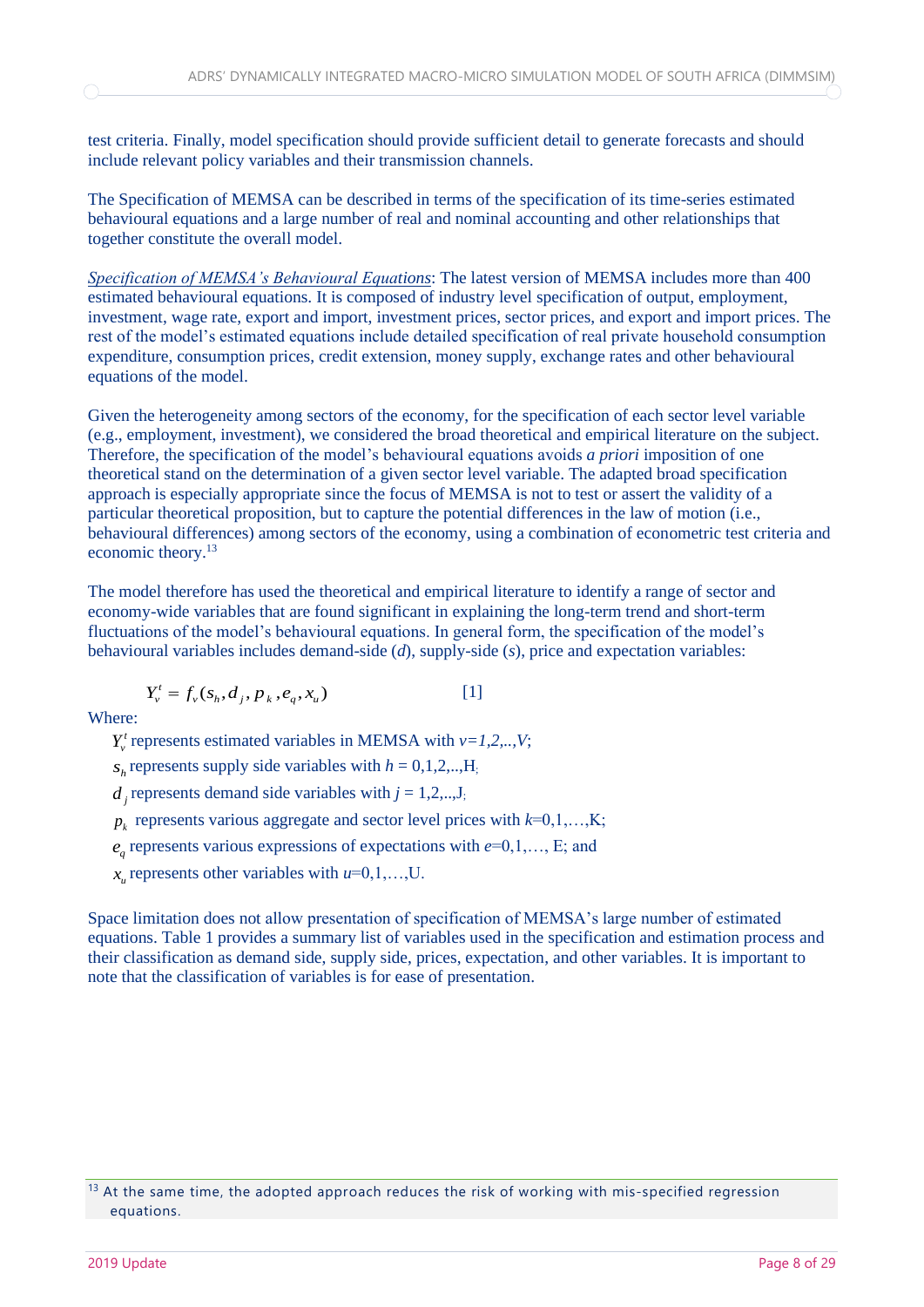test criteria. Finally, model specification should provide sufficient detail to generate forecasts and should include relevant policy variables and their transmission channels.

The Specification of MEMSA can be described in terms of the specification of its time-series estimated behavioural equations and a large number of real and nominal accounting and other relationships that together constitute the overall model.

*Specification of MEMSA's Behavioural Equations*: The latest version of MEMSA includes more than 400 estimated behavioural equations. It is composed of industry level specification of output, employment, investment, wage rate, export and import, investment prices, sector prices, and export and import prices. The rest of the model's estimated equations include detailed specification of real private household consumption expenditure, consumption prices, credit extension, money supply, exchange rates and other behavioural equations of the model.

Given the heterogeneity among sectors of the economy, for the specification of each sector level variable (e.g., employment, investment), we considered the broad theoretical and empirical literature on the subject. Therefore, the specification of the model's behavioural equations avoids *a priori* imposition of one theoretical stand on the determination of a given sector level variable. The adapted broad specification approach is especially appropriate since the focus of MEMSA is not to test or assert the validity of a particular theoretical proposition, but to capture the potential differences in the law of motion (i.e., behavioural differences) among sectors of the economy, using a combination of econometric test criteria and economic theory.[13]

The model therefore has used the theoretical and empirical literature to identify a range of sector and economy-wide variables that are found significant in explaining the long-term trend and short-term fluctuations of the model's behavioural equations. In general form, the specification of the model's behavioural variables includes demand-side (*d*), supply-side (*s*), price and expectation variables:

$$Y_v^t = f_v(s_h, d_j, p_k, e_q, x_u) \qquad [1]$$

Where:

- $Y_v^t$ represents estimated variables in MEMSA with $v=1,2,..,V$;
- $s_h$ represents supply side variables with $h = 0,1,2,..,H$;
- $d_j$ represents demand side variables with $j = 1,2,..,J$;
- $p_k$ represents various aggregate and sector level prices with $k=0,1,\ldots,K$;
- $e_q$ represents various expressions of expectations with $e=0,1,\ldots, E$; and
- $x_u$ represents other variables with $u=0,1,\ldots,U$.

Space limitation does not allow presentation of specification of MEMSA's large number of estimated equations. Table 1 provides a summary list of variables used in the specification and estimation process and their classification as demand side, supply side, prices, expectation, and other variables. It is important to note that the classification of variables is for ease of presentation.

[13] At the same time, the adopted approach reduces the risk of working with mis-specified regression equations.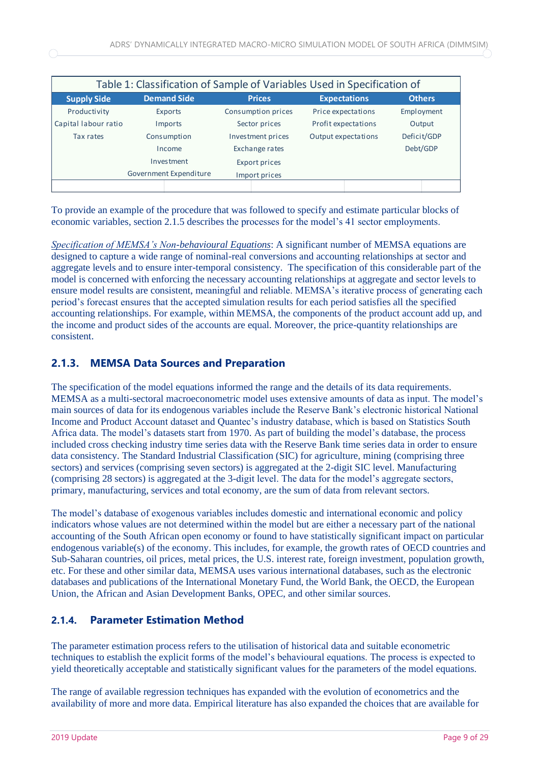| Table 1: Classification of Sample of Variables Used in Specification of | | | | |
|---|---|---|---|---|
| **Supply Side** | **Demand Side** | **Prices** | **Expectations** | **Others** |
| Productivity | Exports | Consumption prices | Price expectations | Employment |
| Capital labour ratio | Imports | Sector prices | Profit expectations | Output |
| Tax rates | Consumption | Investment prices | Output expectations | Deficit/GDP |
| | Income | Exchange rates | | Debt/GDP |
| | Investment | Export prices | | |
| | Government Expenditure | Import prices | | |

To provide an example of the procedure that was followed to specify and estimate particular blocks of economic variables, section 2.1.5 describes the processes for the model's 41 sector employments.

*Specification of MEMSA's Non-behavioural Equations*: A significant number of MEMSA equations are designed to capture a wide range of nominal-real conversions and accounting relationships at sector and aggregate levels and to ensure inter-temporal consistency. The specification of this considerable part of the model is concerned with enforcing the necessary accounting relationships at aggregate and sector levels to ensure model results are consistent, meaningful and reliable. MEMSA's iterative process of generating each period's forecast ensures that the accepted simulation results for each period satisfies all the specified accounting relationships. For example, within MEMSA, the components of the product account add up, and the income and product sides of the accounts are equal. Moreover, the price-quantity relationships are consistent.

### 2.1.3. MEMSA Data Sources and Preparation

The specification of the model equations informed the range and the details of its data requirements. MEMSA as a multi-sectoral macroeconometric model uses extensive amounts of data as input. The model's main sources of data for its endogenous variables include the Reserve Bank's electronic historical National Income and Product Account dataset and Quantec's industry database, which is based on Statistics South Africa data. The model's datasets start from 1970. As part of building the model's database, the process included cross checking industry time series data with the Reserve Bank time series data in order to ensure data consistency. The Standard Industrial Classification (SIC) for agriculture, mining (comprising three sectors) and services (comprising seven sectors) is aggregated at the 2-digit SIC level. Manufacturing (comprising 28 sectors) is aggregated at the 3-digit level. The data for the model's aggregate sectors, primary, manufacturing, services and total economy, are the sum of data from relevant sectors.

The model's database of exogenous variables includes domestic and international economic and policy indicators whose values are not determined within the model but are either a necessary part of the national accounting of the South African open economy or found to have statistically significant impact on particular endogenous variable(s) of the economy. This includes, for example, the growth rates of OECD countries and Sub-Saharan countries, oil prices, metal prices, the U.S. interest rate, foreign investment, population growth, etc. For these and other similar data, MEMSA uses various international databases, such as the electronic databases and publications of the International Monetary Fund, the World Bank, the OECD, the European Union, the African and Asian Development Banks, OPEC, and other similar sources.

### 2.1.4. Parameter Estimation Method

The parameter estimation process refers to the utilisation of historical data and suitable econometric techniques to establish the explicit forms of the model's behavioural equations. The process is expected to yield theoretically acceptable and statistically significant values for the parameters of the model equations.

The range of available regression techniques has expanded with the evolution of econometrics and the availability of more and more data. Empirical literature has also expanded the choices that are available for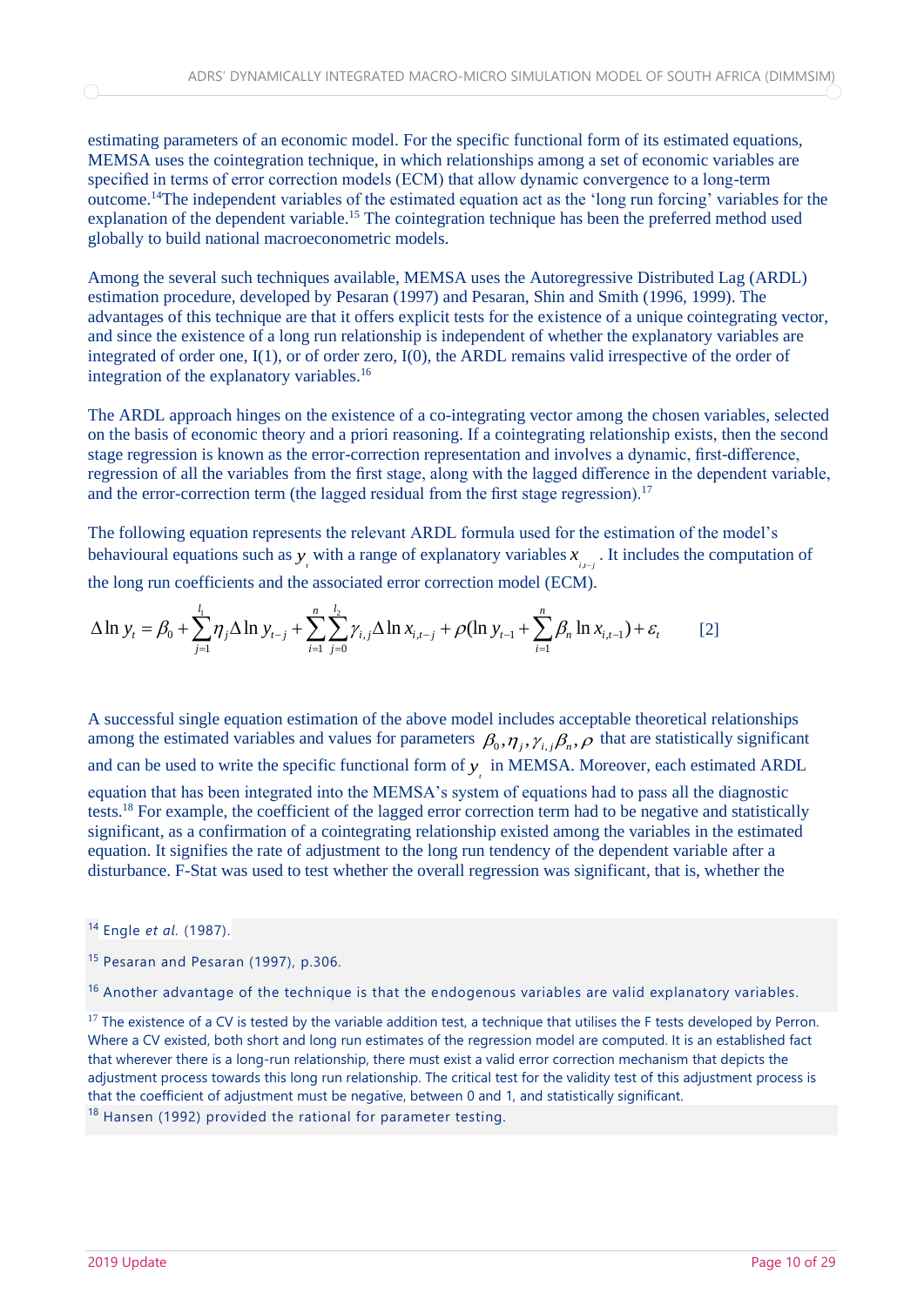estimating parameters of an economic model. For the specific functional form of its estimated equations, MEMSA uses the cointegration technique, in which relationships among a set of economic variables are specified in terms of error correction models (ECM) that allow dynamic convergence to a long-term outcome.[14]The independent variables of the estimated equation act as the 'long run forcing' variables for the explanation of the dependent variable.[15] The cointegration technique has been the preferred method used globally to build national macroeconometric models.

Among the several such techniques available, MEMSA uses the Autoregressive Distributed Lag (ARDL) estimation procedure, developed by Pesaran (1997) and Pesaran, Shin and Smith (1996, 1999). The advantages of this technique are that it offers explicit tests for the existence of a unique cointegrating vector, and since the existence of a long run relationship is independent of whether the explanatory variables are integrated of order one, I(1), or of order zero, I(0), the ARDL remains valid irrespective of the order of integration of the explanatory variables.[16]

The ARDL approach hinges on the existence of a co-integrating vector among the chosen variables, selected on the basis of economic theory and a priori reasoning. If a cointegrating relationship exists, then the second stage regression is known as the error-correction representation and involves a dynamic, first-difference, regression of all the variables from the first stage, along with the lagged difference in the dependent variable, and the error-correction term (the lagged residual from the first stage regression).[17]

The following equation represents the relevant ARDL formula used for the estimation of the model's behavioural equations such as $y_t$ with a range of explanatory variables $x_{i,t-j}$. It includes the computation of the long run coefficients and the associated error correction model (ECM).

$$\Delta \ln y_t = \beta_0 + \sum_{j=1}^{l_1} \eta_j \Delta \ln y_{t-j} + \sum_{i=1}^{n} \sum_{j=0}^{l_2} \gamma_{i,j} \Delta \ln x_{i,t-j} + \rho(\ln y_{t-1} + \sum_{i=1}^{n} \beta_n \ln x_{i,t-1}) + \varepsilon_t \qquad [2]$$

A successful single equation estimation of the above model includes acceptable theoretical relationships among the estimated variables and values for parameters $\beta_0, \eta_j, \gamma_{i,j}\beta_n, \rho$ that are statistically significant and can be used to write the specific functional form of $y_t$ in MEMSA. Moreover, each estimated ARDL equation that has been integrated into the MEMSA's system of equations had to pass all the diagnostic tests.[18] For example, the coefficient of the lagged error correction term had to be negative and statistically significant, as a confirmation of a cointegrating relationship existed among the variables in the estimated equation. It signifies the rate of adjustment to the long run tendency of the dependent variable after a disturbance. F-Stat was used to test whether the overall regression was significant, that is, whether the

---

[14] Engle *et al.* (1987).

[15] Pesaran and Pesaran (1997), p.306.

[16] Another advantage of the technique is that the endogenous variables are valid explanatory variables.

[17] The existence of a CV is tested by the variable addition test, a technique that utilises the F tests developed by Perron. Where a CV existed, both short and long run estimates of the regression model are computed. It is an established fact that wherever there is a long-run relationship, there must exist a valid error correction mechanism that depicts the adjustment process towards this long run relationship. The critical test for the validity test of this adjustment process is that the coefficient of adjustment must be negative, between 0 and 1, and statistically significant.

[18] Hansen (1992) provided the rational for parameter testing.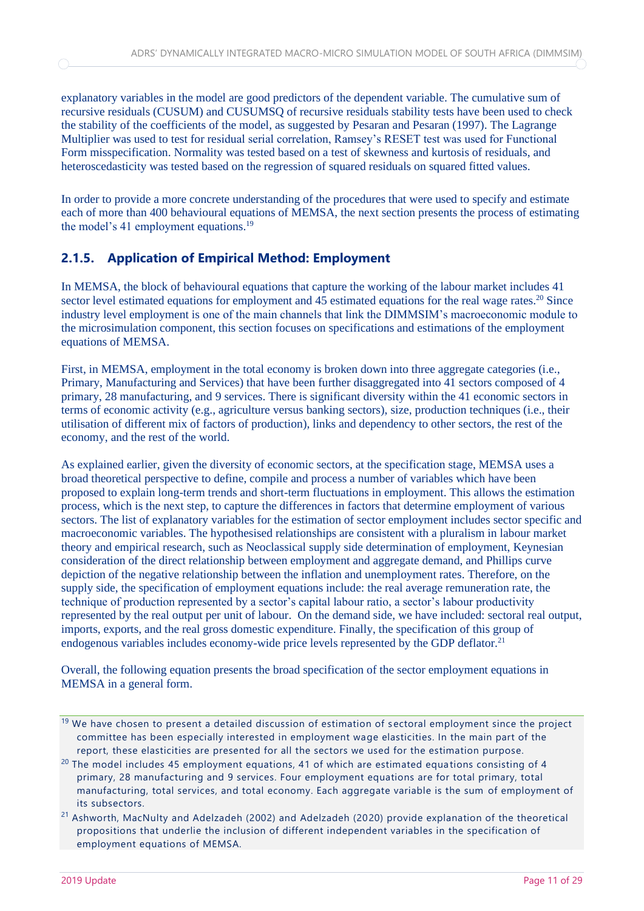explanatory variables in the model are good predictors of the dependent variable. The cumulative sum of recursive residuals (CUSUM) and CUSUMSQ of recursive residuals stability tests have been used to check the stability of the coefficients of the model, as suggested by Pesaran and Pesaran (1997). The Lagrange Multiplier was used to test for residual serial correlation, Ramsey's RESET test was used for Functional Form misspecification. Normality was tested based on a test of skewness and kurtosis of residuals, and heteroscedasticity was tested based on the regression of squared residuals on squared fitted values.

In order to provide a more concrete understanding of the procedures that were used to specify and estimate each of more than 400 behavioural equations of MEMSA, the next section presents the process of estimating the model's 41 employment equations.[19]

### 2.1.5. Application of Empirical Method: Employment

In MEMSA, the block of behavioural equations that capture the working of the labour market includes 41 sector level estimated equations for employment and 45 estimated equations for the real wage rates.[20] Since industry level employment is one of the main channels that link the DIMMSIM's macroeconomic module to the microsimulation component, this section focuses on specifications and estimations of the employment equations of MEMSA.

First, in MEMSA, employment in the total economy is broken down into three aggregate categories (i.e., Primary, Manufacturing and Services) that have been further disaggregated into 41 sectors composed of 4 primary, 28 manufacturing, and 9 services. There is significant diversity within the 41 economic sectors in terms of economic activity (e.g., agriculture versus banking sectors), size, production techniques (i.e., their utilisation of different mix of factors of production), links and dependency to other sectors, the rest of the economy, and the rest of the world.

As explained earlier, given the diversity of economic sectors, at the specification stage, MEMSA uses a broad theoretical perspective to define, compile and process a number of variables which have been proposed to explain long-term trends and short-term fluctuations in employment. This allows the estimation process, which is the next step, to capture the differences in factors that determine employment of various sectors. The list of explanatory variables for the estimation of sector employment includes sector specific and macroeconomic variables. The hypothesised relationships are consistent with a pluralism in labour market theory and empirical research, such as Neoclassical supply side determination of employment, Keynesian consideration of the direct relationship between employment and aggregate demand, and Phillips curve depiction of the negative relationship between the inflation and unemployment rates. Therefore, on the supply side, the specification of employment equations include: the real average remuneration rate, the technique of production represented by a sector's capital labour ratio, a sector's labour productivity represented by the real output per unit of labour. On the demand side, we have included: sectoral real output, imports, exports, and the real gross domestic expenditure. Finally, the specification of this group of endogenous variables includes economy-wide price levels represented by the GDP deflator.[21]

Overall, the following equation presents the broad specification of the sector employment equations in MEMSA in a general form.

---

[19] We have chosen to present a detailed discussion of estimation of sectoral employment since the project committee has been especially interested in employment wage elasticities. In the main part of the report, these elasticities are presented for all the sectors we used for the estimation purpose.

[20] The model includes 45 employment equations, 41 of which are estimated equations consisting of 4 primary, 28 manufacturing and 9 services. Four employment equations are for total primary, total manufacturing, total services, and total economy. Each aggregate variable is the sum of employment of its subsectors.

[21] Ashworth, MacNulty and Adelzadeh (2002) and Adelzadeh (2020) provide explanation of the theoretical propositions that underlie the inclusion of different independent variables in the specification of employment equations of MEMSA.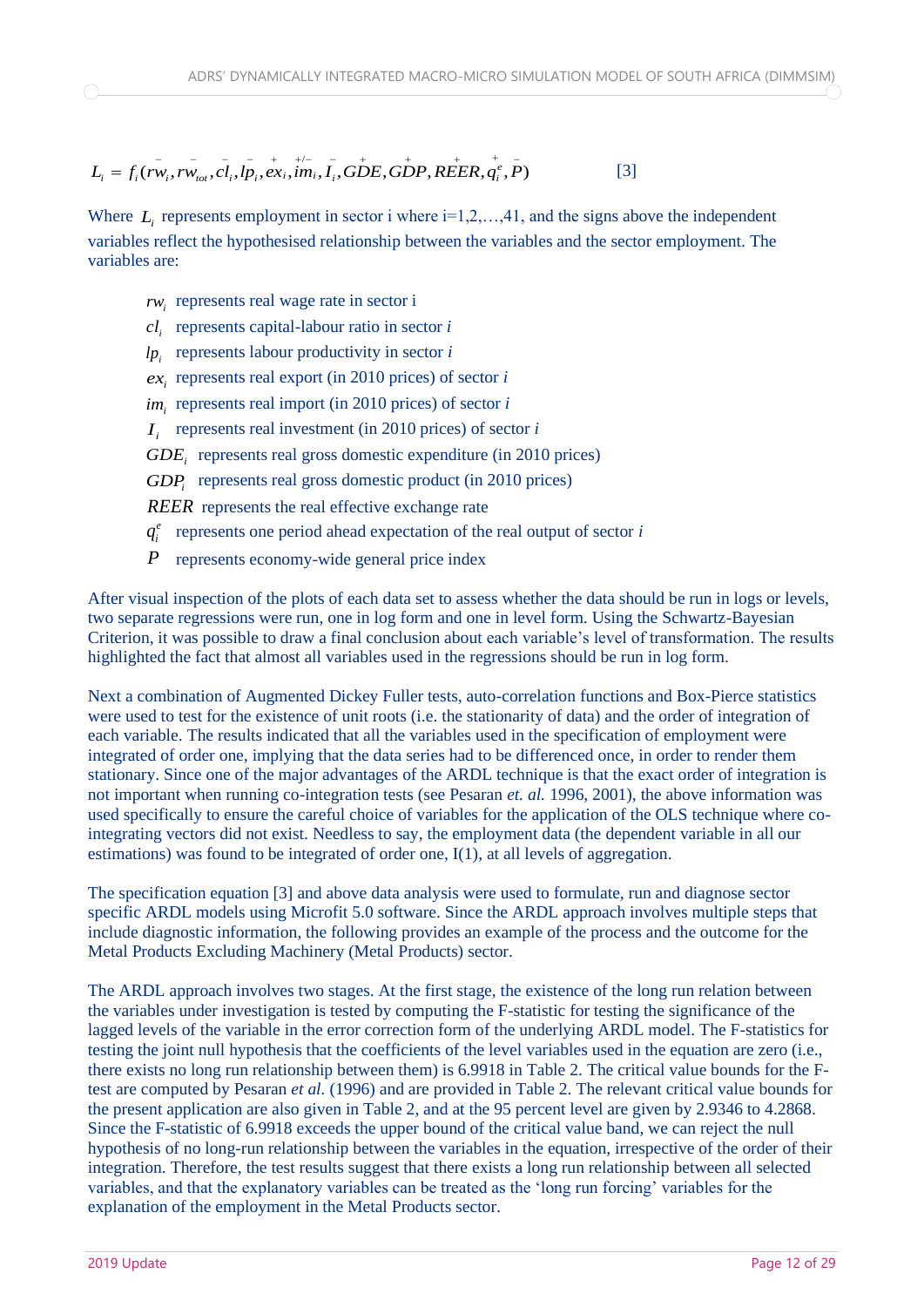$$L_i = f_i(\overset{-}{rw_i}, \overset{-}{rw_{tot}}, \overset{-}{cl_i}, \overset{-}{lp_i}, \overset{+}{ex_i}, \overset{+/-}{im_i}, \overset{-}{I_i}, \overset{+}{GDE}, \overset{+}{GDP}, \overset{+}{REER}, \overset{+}{q_i^e}, \overset{-}{P}) \qquad [3]$$

Where $L_i$ represents employment in sector i where i=1,2,…,41, and the signs above the independent variables reflect the hypothesised relationship between the variables and the sector employment. The variables are:

- $rw_i$ represents real wage rate in sector i
- $cl_i$ represents capital-labour ratio in sector *i*
- $lp_i$ represents labour productivity in sector *i*
- $ex_i$ represents real export (in 2010 prices) of sector *i*
- $im_i$ represents real import (in 2010 prices) of sector *i*
- $I_i$ represents real investment (in 2010 prices) of sector *i*
- $GDE_i$ represents real gross domestic expenditure (in 2010 prices)
- $GDP_i$ represents real gross domestic product (in 2010 prices)
- $REER$ represents the real effective exchange rate
- $q_i^e$ represents one period ahead expectation of the real output of sector *i*
- $P$ represents economy-wide general price index

After visual inspection of the plots of each data set to assess whether the data should be run in logs or levels, two separate regressions were run, one in log form and one in level form. Using the Schwartz-Bayesian Criterion, it was possible to draw a final conclusion about each variable's level of transformation. The results highlighted the fact that almost all variables used in the regressions should be run in log form.

Next a combination of Augmented Dickey Fuller tests, auto-correlation functions and Box-Pierce statistics were used to test for the existence of unit roots (i.e. the stationarity of data) and the order of integration of each variable. The results indicated that all the variables used in the specification of employment were integrated of order one, implying that the data series had to be differenced once, in order to render them stationary. Since one of the major advantages of the ARDL technique is that the exact order of integration is not important when running co-integration tests (see Pesaran *et. al.* 1996, 2001), the above information was used specifically to ensure the careful choice of variables for the application of the OLS technique where co-integrating vectors did not exist. Needless to say, the employment data (the dependent variable in all our estimations) was found to be integrated of order one, I(1), at all levels of aggregation.

The specification equation [3] and above data analysis were used to formulate, run and diagnose sector specific ARDL models using Microfit 5.0 software. Since the ARDL approach involves multiple steps that include diagnostic information, the following provides an example of the process and the outcome for the Metal Products Excluding Machinery (Metal Products) sector.

The ARDL approach involves two stages. At the first stage, the existence of the long run relation between the variables under investigation is tested by computing the F-statistic for testing the significance of the lagged levels of the variable in the error correction form of the underlying ARDL model. The F-statistics for testing the joint null hypothesis that the coefficients of the level variables used in the equation are zero (i.e., there exists no long run relationship between them) is 6.9918 in Table 2. The critical value bounds for the F-test are computed by Pesaran *et al.* (1996) and are provided in Table 2. The relevant critical value bounds for the present application are also given in Table 2, and at the 95 percent level are given by 2.9346 to 4.2868. Since the F-statistic of 6.9918 exceeds the upper bound of the critical value band, we can reject the null hypothesis of no long-run relationship between the variables in the equation, irrespective of the order of their integration. Therefore, the test results suggest that there exists a long run relationship between all selected variables, and that the explanatory variables can be treated as the 'long run forcing' variables for the explanation of the employment in the Metal Products sector.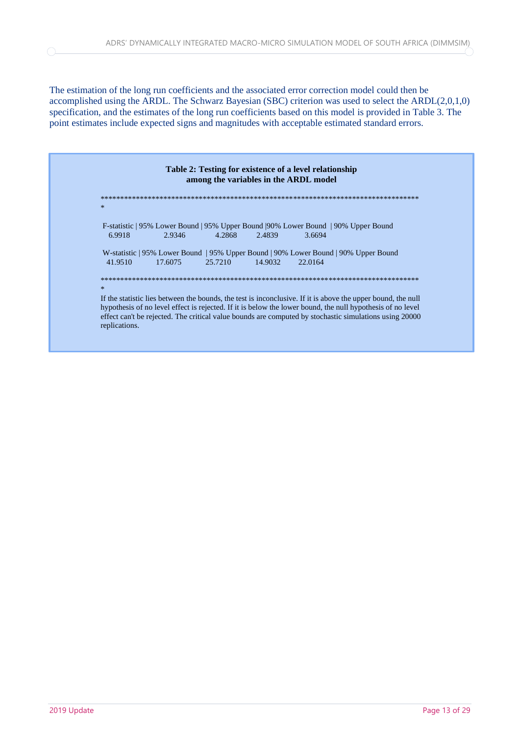The estimation of the long run coefficients and the associated error correction model could then be accomplished using the ARDL. The Schwarz Bayesian (SBC) criterion was used to select the ARDL(2,0,1,0) specification, and the estimates of the long run coefficients based on this model is provided in Table 3. The point estimates include expected signs and magnitudes with acceptable estimated standard errors.

**Table 2: Testing for existence of a level relationship among the variables in the ARDL model**

***********************************************************************************
*

| F-statistic | 95% Lower Bound | 95% Upper Bound | 90% Lower Bound | 90% Upper Bound |
|---|---|---|---|---|
| 6.9918 | 2.9346 | 4.2868 | 2.4839 | 3.6694 |

| W-statistic | 95% Lower Bound | 95% Upper Bound | 90% Lower Bound | 90% Upper Bound |
|---|---|---|---|---|
| 41.9510 | 17.6075 | 25.7210 | 14.9032 | 22.0164 |

***********************************************************************************
*

If the statistic lies between the bounds, the test is inconclusive. If it is above the upper bound, the null hypothesis of no level effect is rejected. If it is below the lower bound, the null hypothesis of no level effect can't be rejected. The critical value bounds are computed by stochastic simulations using 20000 replications.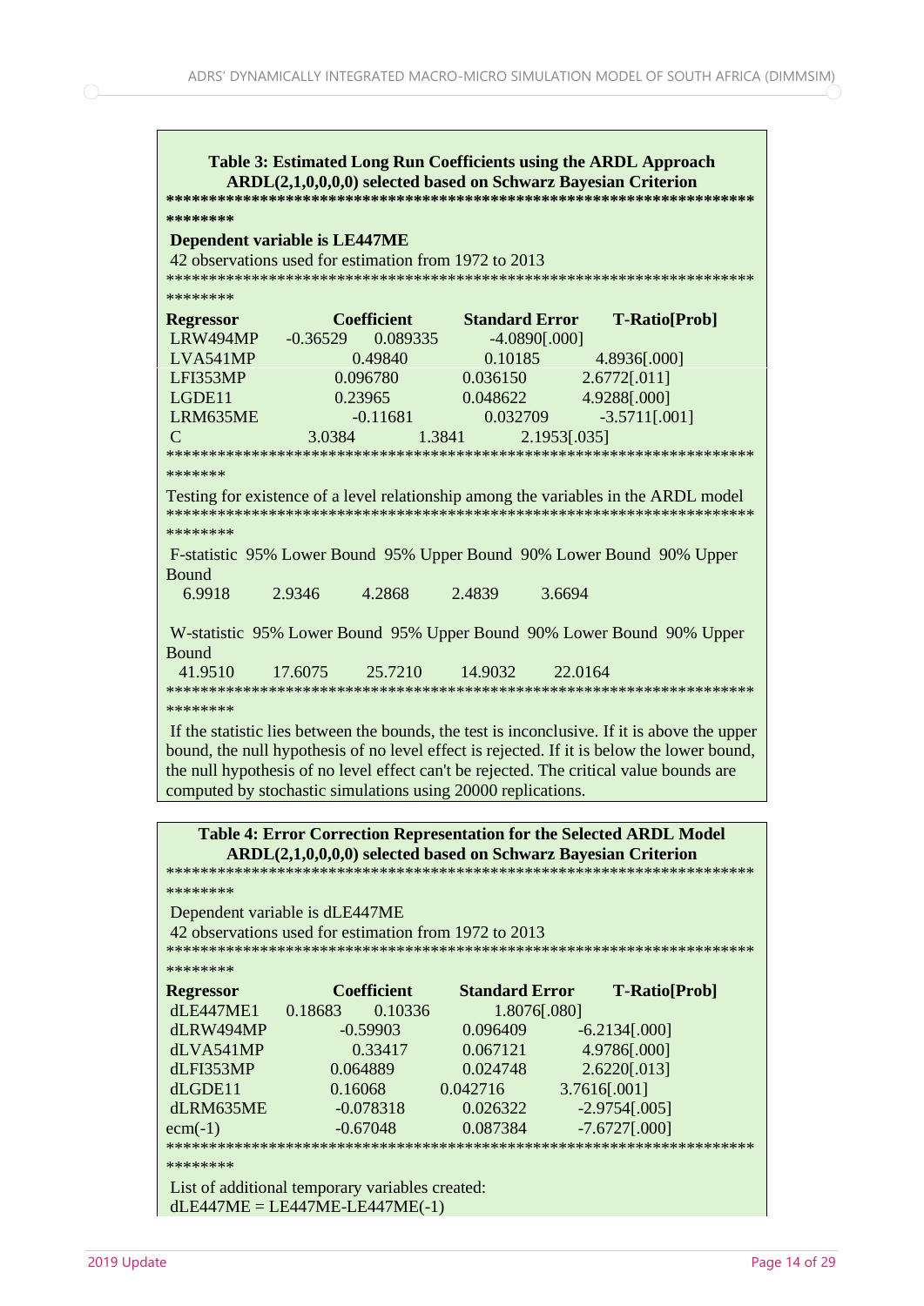**Table 3: Estimated Long Run Coefficients using the ARDL Approach**
**ARDL(2,1,0,0,0,0) selected based on Schwarz Bayesian Criterion**

**Dependent variable is LE447ME**

42 observations used for estimation from 1972 to 2013

| Regressor | Coefficient | Standard Error | T-Ratio[Prob] |
|---|---|---|---|
| LRW494MP | -0.36529 | 0.089335 | -4.0890[.000] |
| LVA541MP | 0.49840 | 0.10185 | 4.8936[.000] |
| LFI353MP | 0.096780 | 0.036150 | 2.6772[.011] |
| LGDE11 | 0.23965 | 0.048622 | 4.9288[.000] |
| LRM635ME | -0.11681 | 0.032709 | -3.5711[.001] |
| C | 3.0384 | 1.3841 | 2.1953[.035] |

Testing for existence of a level relationship among the variables in the ARDL model

| F-statistic | 95% Lower Bound | 95% Upper Bound | 90% Lower Bound | 90% Upper Bound |
|---|---|---|---|---|
| 6.9918 | 2.9346 | 4.2868 | 2.4839 | 3.6694 |

| W-statistic | 95% Lower Bound | 95% Upper Bound | 90% Lower Bound | 90% Upper Bound |
|---|---|---|---|---|
| 41.9510 | 17.6075 | 25.7210 | 14.9032 | 22.0164 |

If the statistic lies between the bounds, the test is inconclusive. If it is above the upper bound, the null hypothesis of no level effect is rejected. If it is below the lower bound, the null hypothesis of no level effect can't be rejected. The critical value bounds are computed by stochastic simulations using 20000 replications.

**Table 4: Error Correction Representation for the Selected ARDL Model**
**ARDL(2,1,0,0,0,0) selected based on Schwarz Bayesian Criterion**

Dependent variable is dLE447ME

42 observations used for estimation from 1972 to 2013

| Regressor | Coefficient | Standard Error | T-Ratio[Prob] |
|---|---|---|---|
| dLE447ME1 | 0.18683 | 0.10336 | 1.8076[.080] |
| dLRW494MP | -0.59903 | 0.096409 | -6.2134[.000] |
| dLVA541MP | 0.33417 | 0.067121 | 4.9786[.000] |
| dLFI353MP | 0.064889 | 0.024748 | 2.6220[.013] |
| dLGDE11 | 0.16068 | 0.042716 | 3.7616[.001] |
| dLRM635ME | -0.078318 | 0.026322 | -2.9754[.005] |
| ecm(-1) | -0.67048 | 0.087384 | -7.6727[.000] |

List of additional temporary variables created:
dLE447ME = LE447ME-LE447ME(-1)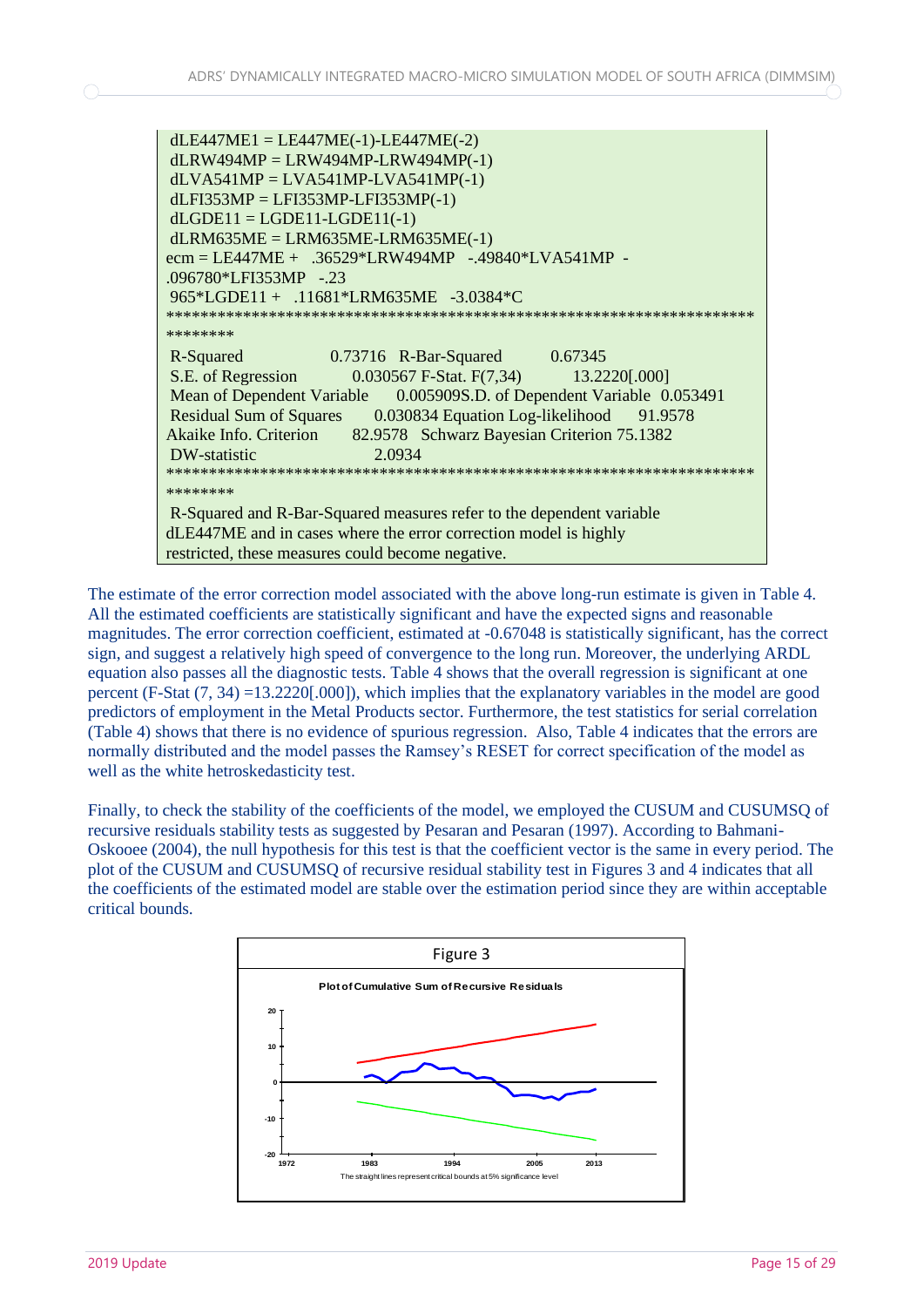```
 dLE447ME1 = LE447ME(-1)-LE447ME(-2)
 dLRW494MP = LRW494MP-LRW494MP(-1)
 dLVA541MP = LVA541MP-LVA541MP(-1)
 dLFI353MP = LFI353MP-LFI353MP(-1)
 dLGDE11 = LGDE11-LGDE11(-1)
 dLRM635ME = LRM635ME-LRM635ME(-1)
ecm = LE447ME +  .36529*LRW494MP  -.49840*LVA541MP  -
.096780*LFI353MP  -.23
 965*LGDE11 +  .11681*LRM635ME  -3.0384*C
*******************************************************************************
 R-Squared               0.73716  R-Bar-Squared         0.67345
 S.E. of Regression         0.030567 F-Stat. F(7,34)        13.2220[.000]
 Mean of Dependent Variable    0.005909S.D. of Dependent Variable  0.053491
 Residual Sum of Squares     0.030834 Equation Log-likelihood    91.9578
Akaike Info. Criterion      82.9578  Schwarz Bayesian Criterion 75.1382
 DW-statistic               2.0934
*******************************************************************************
 R-Squared and R-Bar-Squared measures refer to the dependent variable
dLE447ME and in cases where the error correction model is highly
restricted, these measures could become negative.
```

The estimate of the error correction model associated with the above long-run estimate is given in Table 4. All the estimated coefficients are statistically significant and have the expected signs and reasonable magnitudes. The error correction coefficient, estimated at -0.67048 is statistically significant, has the correct sign, and suggest a relatively high speed of convergence to the long run. Moreover, the underlying ARDL equation also passes all the diagnostic tests. Table 4 shows that the overall regression is significant at one percent (F-Stat (7, 34) =13.2220[.000]), which implies that the explanatory variables in the model are good predictors of employment in the Metal Products sector. Furthermore, the test statistics for serial correlation (Table 4) shows that there is no evidence of spurious regression. Also, Table 4 indicates that the errors are normally distributed and the model passes the Ramsey's RESET for correct specification of the model as well as the white hetroskedasticity test.

Finally, to check the stability of the coefficients of the model, we employed the CUSUM and CUSUMSQ of recursive residuals stability tests as suggested by Pesaran and Pesaran (1997). According to Bahmani-Oskooee (2004), the null hypothesis for this test is that the coefficient vector is the same in every period. The plot of the CUSUM and CUSUMSQ of recursive residual stability test in Figures 3 and 4 indicates that all the coefficients of the estimated model are stable over the estimation period since they are within acceptable critical bounds.

Figure 3

Plot of Cumulative Sum of Recursive Residuals

The straight lines represent critical bounds at 5% significance level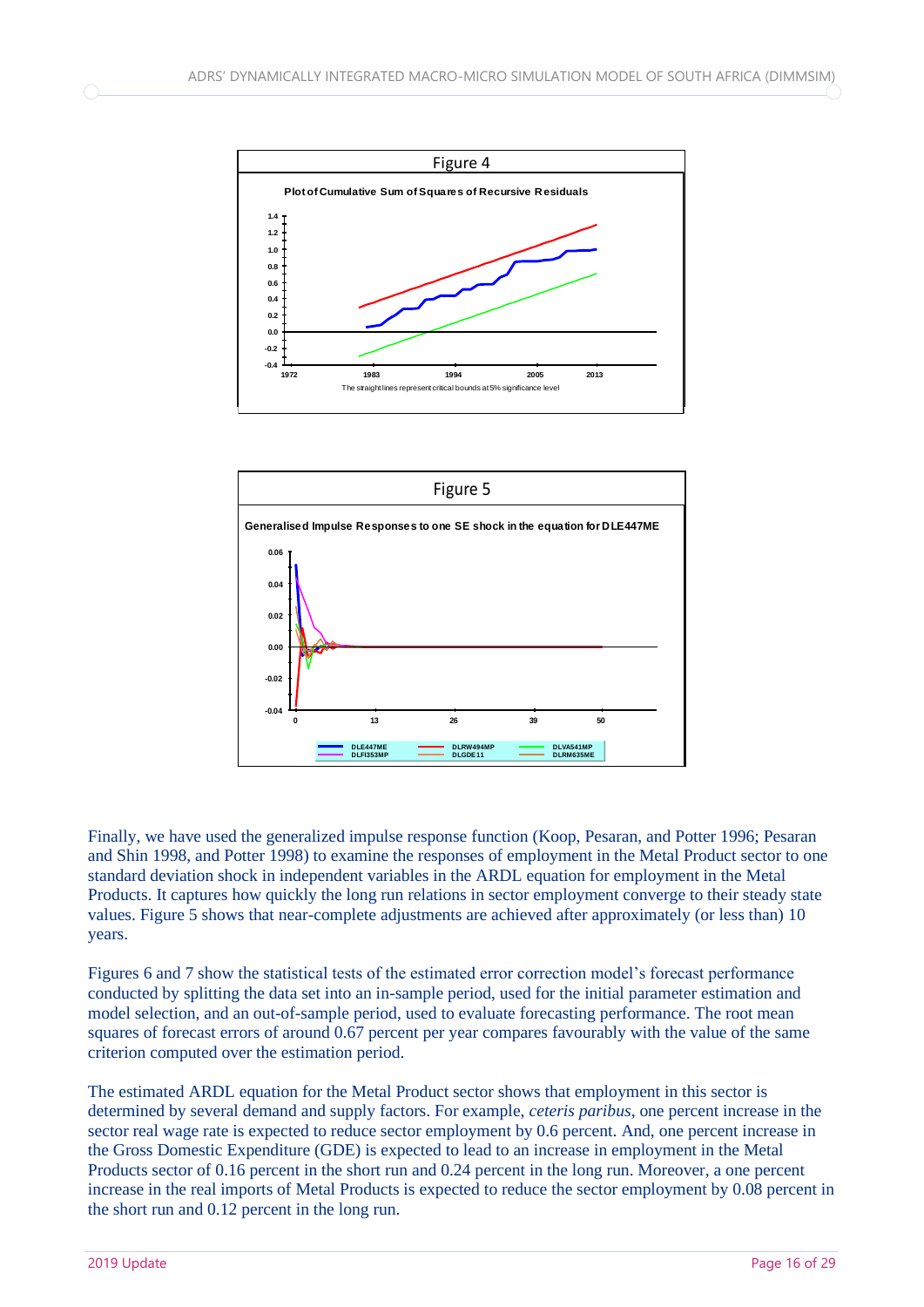Figure 4

**Plot of Cumulative Sum of Squares of Recursive Residuals**

The straight lines represent critical bounds at 5% significance level

Figure 5

**Generalised Impulse Responses to one SE shock in the equation for DLE447ME**

Finally, we have used the generalized impulse response function (Koop, Pesaran, and Potter 1996; Pesaran and Shin 1998, and Potter 1998) to examine the responses of employment in the Metal Product sector to one standard deviation shock in independent variables in the ARDL equation for employment in the Metal Products. It captures how quickly the long run relations in sector employment converge to their steady state values. Figure 5 shows that near-complete adjustments are achieved after approximately (or less than) 10 years.

Figures 6 and 7 show the statistical tests of the estimated error correction model's forecast performance conducted by splitting the data set into an in-sample period, used for the initial parameter estimation and model selection, and an out-of-sample period, used to evaluate forecasting performance. The root mean squares of forecast errors of around 0.67 percent per year compares favourably with the value of the same criterion computed over the estimation period.

The estimated ARDL equation for the Metal Product sector shows that employment in this sector is determined by several demand and supply factors. For example, *ceteris paribus*, one percent increase in the sector real wage rate is expected to reduce sector employment by 0.6 percent. And, one percent increase in the Gross Domestic Expenditure (GDE) is expected to lead to an increase in employment in the Metal Products sector of 0.16 percent in the short run and 0.24 percent in the long run. Moreover, a one percent increase in the real imports of Metal Products is expected to reduce the sector employment by 0.08 percent in the short run and 0.12 percent in the long run.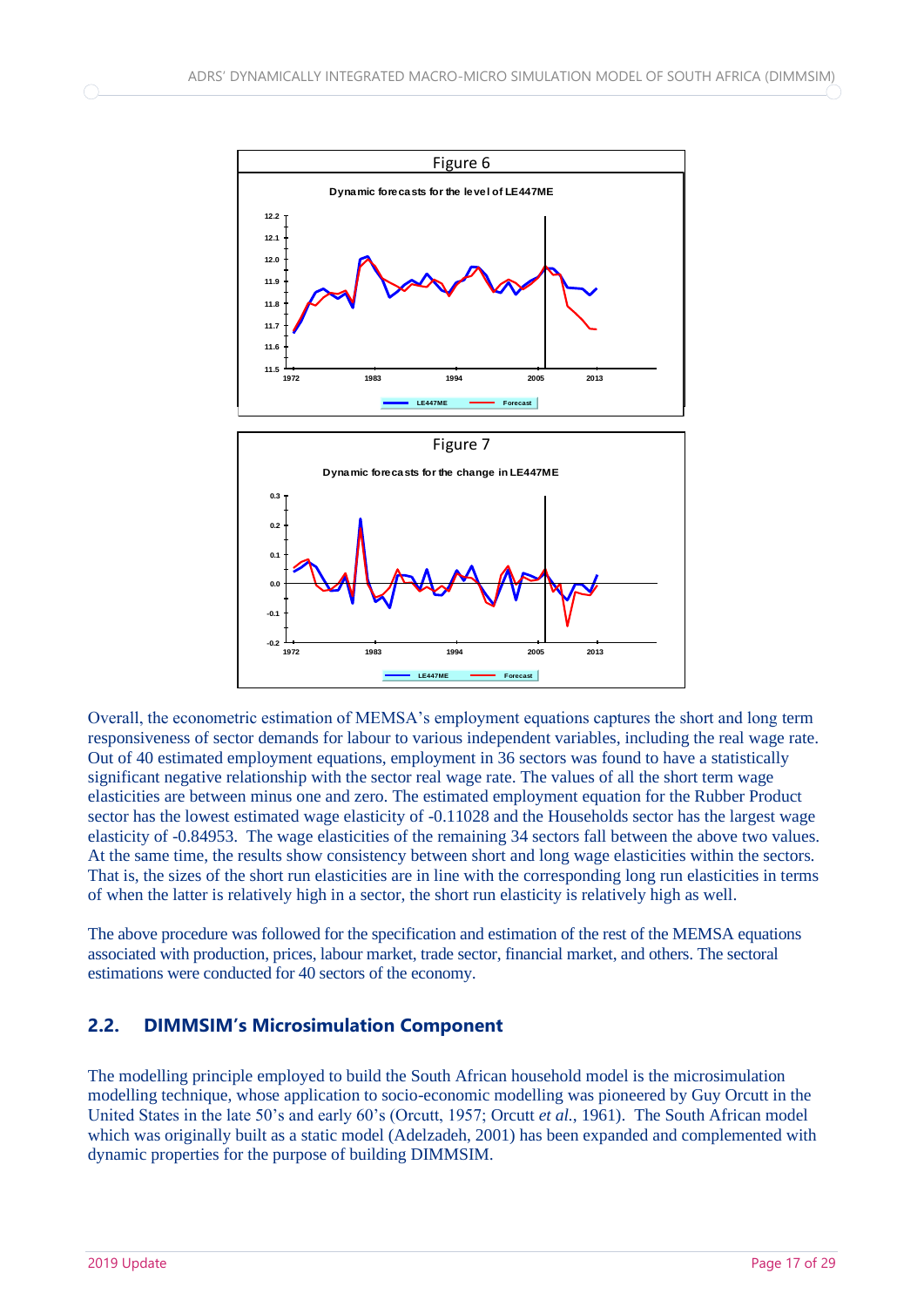Figure 6

Dynamic forecasts for the level of LE447ME

Figure 7

Dynamic forecasts for the change in LE447ME

Overall, the econometric estimation of MEMSA's employment equations captures the short and long term responsiveness of sector demands for labour to various independent variables, including the real wage rate. Out of 40 estimated employment equations, employment in 36 sectors was found to have a statistically significant negative relationship with the sector real wage rate. The values of all the short term wage elasticities are between minus one and zero. The estimated employment equation for the Rubber Product sector has the lowest estimated wage elasticity of -0.11028 and the Households sector has the largest wage elasticity of -0.84953. The wage elasticities of the remaining 34 sectors fall between the above two values. At the same time, the results show consistency between short and long wage elasticities within the sectors. That is, the sizes of the short run elasticities are in line with the corresponding long run elasticities in terms of when the latter is relatively high in a sector, the short run elasticity is relatively high as well.

The above procedure was followed for the specification and estimation of the rest of the MEMSA equations associated with production, prices, labour market, trade sector, financial market, and others. The sectoral estimations were conducted for 40 sectors of the economy.

## 2.2. DIMMSIM's Microsimulation Component

The modelling principle employed to build the South African household model is the microsimulation modelling technique, whose application to socio-economic modelling was pioneered by Guy Orcutt in the United States in the late 50's and early 60's (Orcutt, 1957; Orcutt *et al.*, 1961). The South African model which was originally built as a static model (Adelzadeh, 2001) has been expanded and complemented with dynamic properties for the purpose of building DIMMSIM.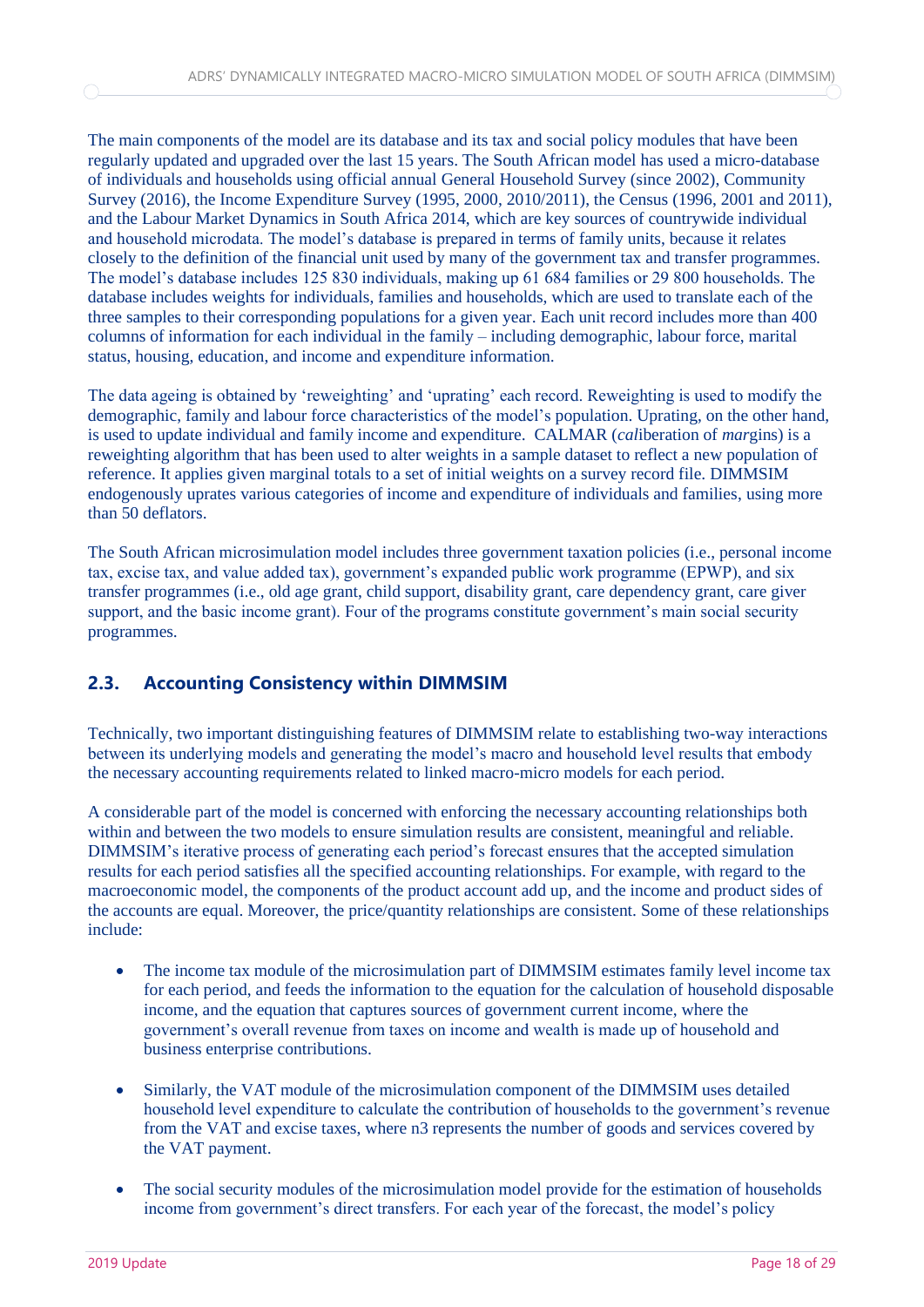The main components of the model are its database and its tax and social policy modules that have been regularly updated and upgraded over the last 15 years. The South African model has used a micro-database of individuals and households using official annual General Household Survey (since 2002), Community Survey (2016), the Income Expenditure Survey (1995, 2000, 2010/2011), the Census (1996, 2001 and 2011), and the Labour Market Dynamics in South Africa 2014, which are key sources of countrywide individual and household microdata. The model's database is prepared in terms of family units, because it relates closely to the definition of the financial unit used by many of the government tax and transfer programmes. The model's database includes 125 830 individuals, making up 61 684 families or 29 800 households. The database includes weights for individuals, families and households, which are used to translate each of the three samples to their corresponding populations for a given year. Each unit record includes more than 400 columns of information for each individual in the family – including demographic, labour force, marital status, housing, education, and income and expenditure information.

The data ageing is obtained by 'reweighting' and 'uprating' each record. Reweighting is used to modify the demographic, family and labour force characteristics of the model's population. Uprating, on the other hand, is used to update individual and family income and expenditure. CALMAR (*cal*iberation of *mar*gins) is a reweighting algorithm that has been used to alter weights in a sample dataset to reflect a new population of reference. It applies given marginal totals to a set of initial weights on a survey record file. DIMMSIM endogenously uprates various categories of income and expenditure of individuals and families, using more than 50 deflators.

The South African microsimulation model includes three government taxation policies (i.e., personal income tax, excise tax, and value added tax), government's expanded public work programme (EPWP), and six transfer programmes (i.e., old age grant, child support, disability grant, care dependency grant, care giver support, and the basic income grant). Four of the programs constitute government's main social security programmes.

## 2.3. Accounting Consistency within DIMMSIM

Technically, two important distinguishing features of DIMMSIM relate to establishing two-way interactions between its underlying models and generating the model's macro and household level results that embody the necessary accounting requirements related to linked macro-micro models for each period.

A considerable part of the model is concerned with enforcing the necessary accounting relationships both within and between the two models to ensure simulation results are consistent, meaningful and reliable. DIMMSIM's iterative process of generating each period's forecast ensures that the accepted simulation results for each period satisfies all the specified accounting relationships. For example, with regard to the macroeconomic model, the components of the product account add up, and the income and product sides of the accounts are equal. Moreover, the price/quantity relationships are consistent. Some of these relationships include:

- The income tax module of the microsimulation part of DIMMSIM estimates family level income tax for each period, and feeds the information to the equation for the calculation of household disposable income, and the equation that captures sources of government current income, where the government's overall revenue from taxes on income and wealth is made up of household and business enterprise contributions.

- Similarly, the VAT module of the microsimulation component of the DIMMSIM uses detailed household level expenditure to calculate the contribution of households to the government's revenue from the VAT and excise taxes, where n3 represents the number of goods and services covered by the VAT payment.

- The social security modules of the microsimulation model provide for the estimation of households income from government's direct transfers. For each year of the forecast, the model's policy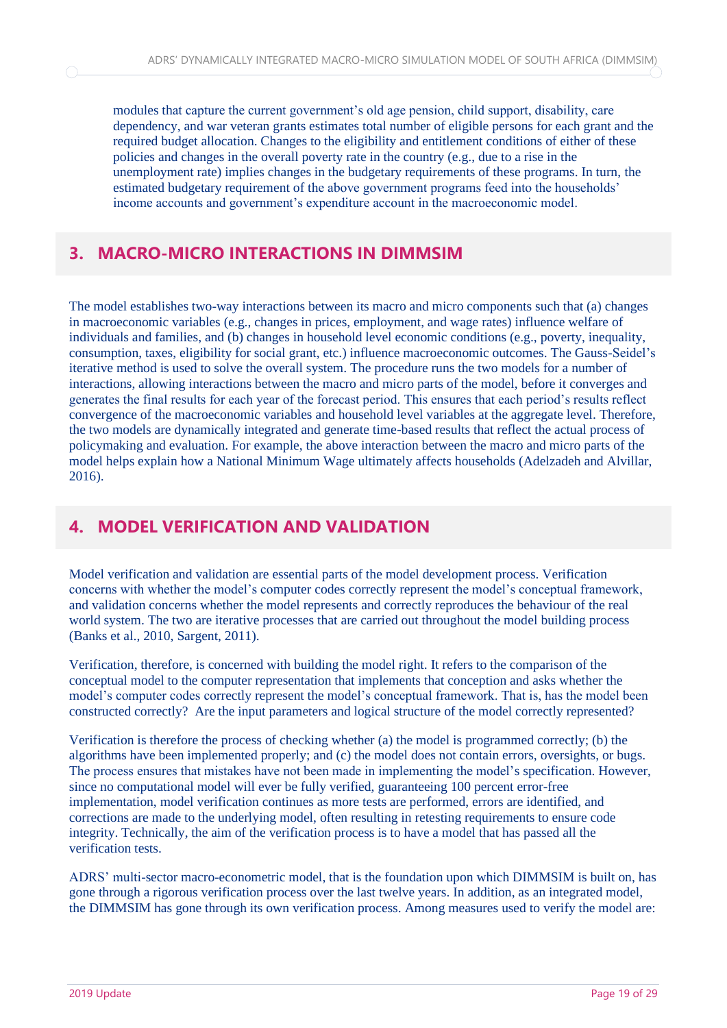modules that capture the current government's old age pension, child support, disability, care dependency, and war veteran grants estimates total number of eligible persons for each grant and the required budget allocation. Changes to the eligibility and entitlement conditions of either of these policies and changes in the overall poverty rate in the country (e.g., due to a rise in the unemployment rate) implies changes in the budgetary requirements of these programs. In turn, the estimated budgetary requirement of the above government programs feed into the households' income accounts and government's expenditure account in the macroeconomic model.

## 3. MACRO-MICRO INTERACTIONS IN DIMMSIM

The model establishes two-way interactions between its macro and micro components such that (a) changes in macroeconomic variables (e.g., changes in prices, employment, and wage rates) influence welfare of individuals and families, and (b) changes in household level economic conditions (e.g., poverty, inequality, consumption, taxes, eligibility for social grant, etc.) influence macroeconomic outcomes. The Gauss-Seidel's iterative method is used to solve the overall system. The procedure runs the two models for a number of interactions, allowing interactions between the macro and micro parts of the model, before it converges and generates the final results for each year of the forecast period. This ensures that each period's results reflect convergence of the macroeconomic variables and household level variables at the aggregate level. Therefore, the two models are dynamically integrated and generate time-based results that reflect the actual process of policymaking and evaluation. For example, the above interaction between the macro and micro parts of the model helps explain how a National Minimum Wage ultimately affects households (Adelzadeh and Alvillar, 2016).

## 4. MODEL VERIFICATION AND VALIDATION

Model verification and validation are essential parts of the model development process. Verification concerns with whether the model's computer codes correctly represent the model's conceptual framework, and validation concerns whether the model represents and correctly reproduces the behaviour of the real world system. The two are iterative processes that are carried out throughout the model building process (Banks et al., 2010, Sargent, 2011).

Verification, therefore, is concerned with building the model right. It refers to the comparison of the conceptual model to the computer representation that implements that conception and asks whether the model's computer codes correctly represent the model's conceptual framework. That is, has the model been constructed correctly? Are the input parameters and logical structure of the model correctly represented?

Verification is therefore the process of checking whether (a) the model is programmed correctly; (b) the algorithms have been implemented properly; and (c) the model does not contain errors, oversights, or bugs. The process ensures that mistakes have not been made in implementing the model's specification. However, since no computational model will ever be fully verified, guaranteeing 100 percent error-free implementation, model verification continues as more tests are performed, errors are identified, and corrections are made to the underlying model, often resulting in retesting requirements to ensure code integrity. Technically, the aim of the verification process is to have a model that has passed all the verification tests.

ADRS' multi-sector macro-econometric model, that is the foundation upon which DIMMSIM is built on, has gone through a rigorous verification process over the last twelve years. In addition, as an integrated model, the DIMMSIM has gone through its own verification process. Among measures used to verify the model are: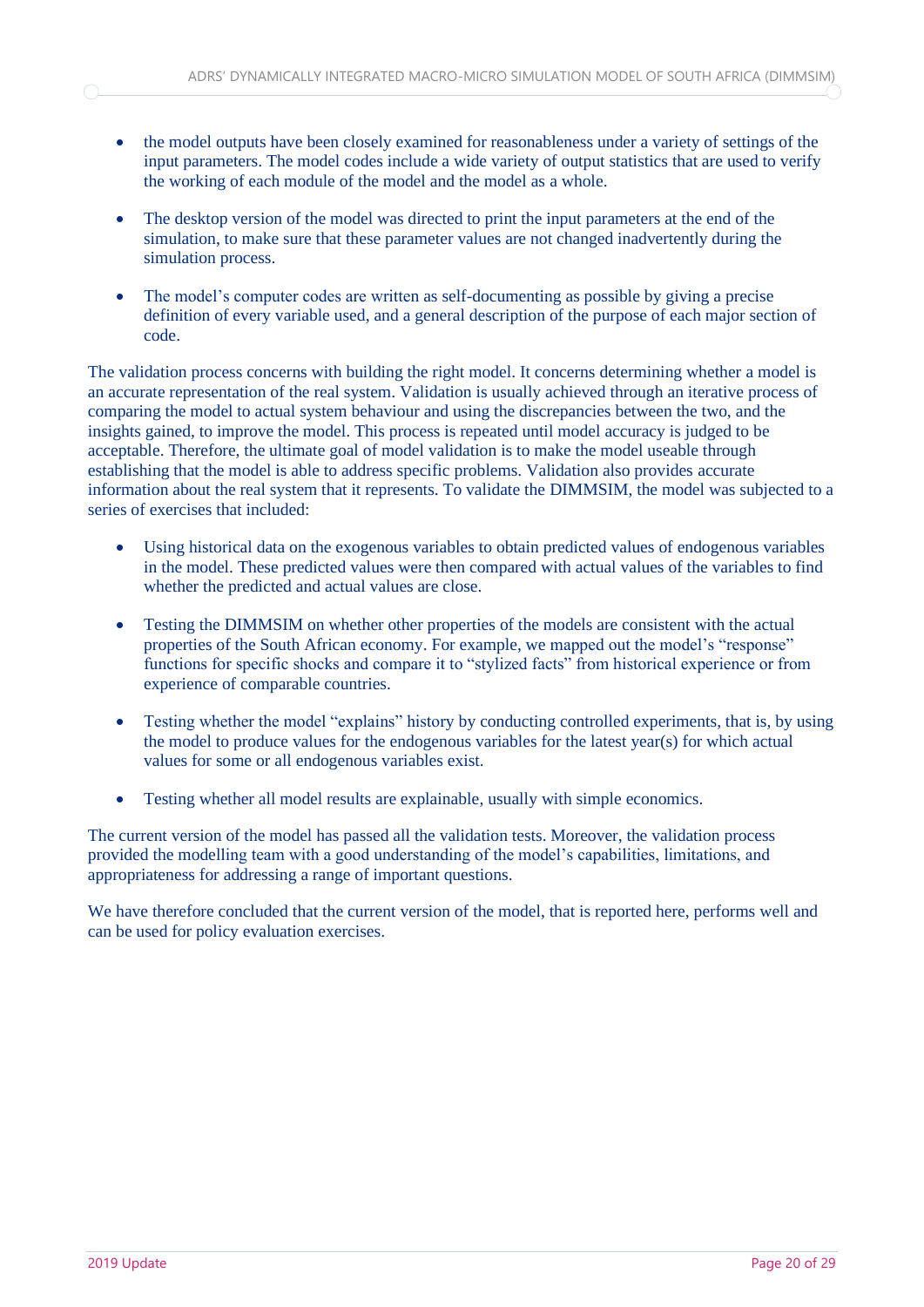- the model outputs have been closely examined for reasonableness under a variety of settings of the input parameters. The model codes include a wide variety of output statistics that are used to verify the working of each module of the model and the model as a whole.

- The desktop version of the model was directed to print the input parameters at the end of the simulation, to make sure that these parameter values are not changed inadvertently during the simulation process.

- The model's computer codes are written as self-documenting as possible by giving a precise definition of every variable used, and a general description of the purpose of each major section of code.

The validation process concerns with building the right model. It concerns determining whether a model is an accurate representation of the real system. Validation is usually achieved through an iterative process of comparing the model to actual system behaviour and using the discrepancies between the two, and the insights gained, to improve the model. This process is repeated until model accuracy is judged to be acceptable. Therefore, the ultimate goal of model validation is to make the model useable through establishing that the model is able to address specific problems. Validation also provides accurate information about the real system that it represents. To validate the DIMMSIM, the model was subjected to a series of exercises that included:

- Using historical data on the exogenous variables to obtain predicted values of endogenous variables in the model. These predicted values were then compared with actual values of the variables to find whether the predicted and actual values are close.

- Testing the DIMMSIM on whether other properties of the models are consistent with the actual properties of the South African economy. For example, we mapped out the model's "response" functions for specific shocks and compare it to "stylized facts" from historical experience or from experience of comparable countries.

- Testing whether the model "explains" history by conducting controlled experiments, that is, by using the model to produce values for the endogenous variables for the latest year(s) for which actual values for some or all endogenous variables exist.

- Testing whether all model results are explainable, usually with simple economics.

The current version of the model has passed all the validation tests. Moreover, the validation process provided the modelling team with a good understanding of the model's capabilities, limitations, and appropriateness for addressing a range of important questions.

We have therefore concluded that the current version of the model, that is reported here, performs well and can be used for policy evaluation exercises.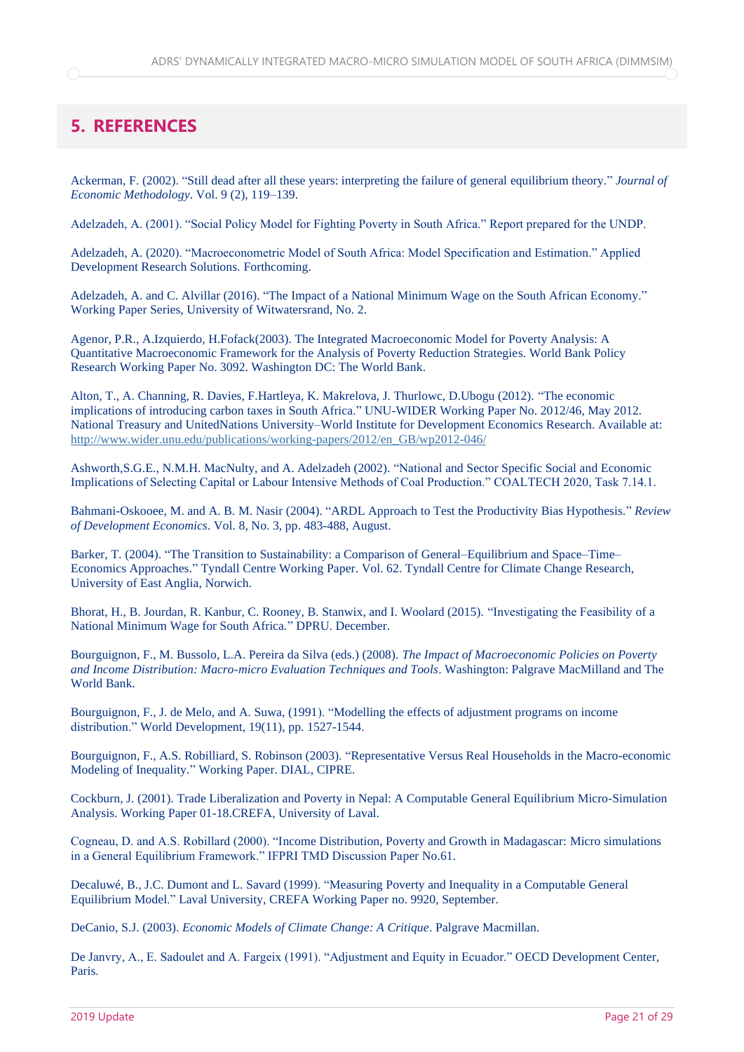# 5. REFERENCES

Ackerman, F. (2002). "Still dead after all these years: interpreting the failure of general equilibrium theory." *Journal of Economic Methodology*. Vol. 9 (2), 119–139.

Adelzadeh, A. (2001). "Social Policy Model for Fighting Poverty in South Africa." Report prepared for the UNDP.

Adelzadeh, A. (2020). "Macroeconometric Model of South Africa: Model Specification and Estimation." Applied Development Research Solutions. Forthcoming.

Adelzadeh, A. and C. Alvillar (2016). "The Impact of a National Minimum Wage on the South African Economy." Working Paper Series, University of Witwatersrand, No. 2.

Agenor, P.R., A.Izquierdo, H.Fofack(2003). The Integrated Macroeconomic Model for Poverty Analysis: A Quantitative Macroeconomic Framework for the Analysis of Poverty Reduction Strategies. World Bank Policy Research Working Paper No. 3092. Washington DC: The World Bank.

Alton, T., A. Channing, R. Davies, F.Hartleya, K. Makrelova, J. Thurlowc, D.Ubogu (2012). "The economic implications of introducing carbon taxes in South Africa." UNU-WIDER Working Paper No. 2012/46, May 2012. National Treasury and UnitedNations University–World Institute for Development Economics Research. Available at: http://www.wider.unu.edu/publications/working-papers/2012/en_GB/wp2012-046/

Ashworth,S.G.E., N.M.H. MacNulty, and A. Adelzadeh (2002). "National and Sector Specific Social and Economic Implications of Selecting Capital or Labour Intensive Methods of Coal Production." COALTECH 2020, Task 7.14.1.

Bahmani-Oskooee, M. and A. B. M. Nasir (2004). "ARDL Approach to Test the Productivity Bias Hypothesis." *Review of Development Economics*. Vol. 8, No. 3, pp. 483-488, August.

Barker, T. (2004). "The Transition to Sustainability: a Comparison of General–Equilibrium and Space–Time–Economics Approaches." Tyndall Centre Working Paper. Vol. 62. Tyndall Centre for Climate Change Research, University of East Anglia, Norwich.

Bhorat, H., B. Jourdan, R. Kanbur, C. Rooney, B. Stanwix, and I. Woolard (2015). "Investigating the Feasibility of a National Minimum Wage for South Africa." DPRU. December.

Bourguignon, F., M. Bussolo, L.A. Pereira da Silva (eds.) (2008). *The Impact of Macroeconomic Policies on Poverty and Income Distribution: Macro-micro Evaluation Techniques and Tools*. Washington: Palgrave MacMilland and The World Bank.

Bourguignon, F., J. de Melo, and A. Suwa, (1991). "Modelling the effects of adjustment programs on income distribution." World Development, 19(11), pp. 1527-1544.

Bourguignon, F., A.S. Robilliard, S. Robinson (2003). "Representative Versus Real Households in the Macro-economic Modeling of Inequality." Working Paper. DIAL, CIPRE.

Cockburn, J. (2001). Trade Liberalization and Poverty in Nepal: A Computable General Equilibrium Micro-Simulation Analysis. Working Paper 01-18.CREFA, University of Laval.

Cogneau, D. and A.S. Robillard (2000). "Income Distribution, Poverty and Growth in Madagascar: Micro simulations in a General Equilibrium Framework." IFPRI TMD Discussion Paper No.61.

Decaluwé, B., J.C. Dumont and L. Savard (1999). "Measuring Poverty and Inequality in a Computable General Equilibrium Model." Laval University, CREFA Working Paper no. 9920, September.

DeCanio, S.J. (2003). *Economic Models of Climate Change: A Critique*. Palgrave Macmillan.

De Janvry, A., E. Sadoulet and A. Fargeix (1991). "Adjustment and Equity in Ecuador." OECD Development Center, Paris.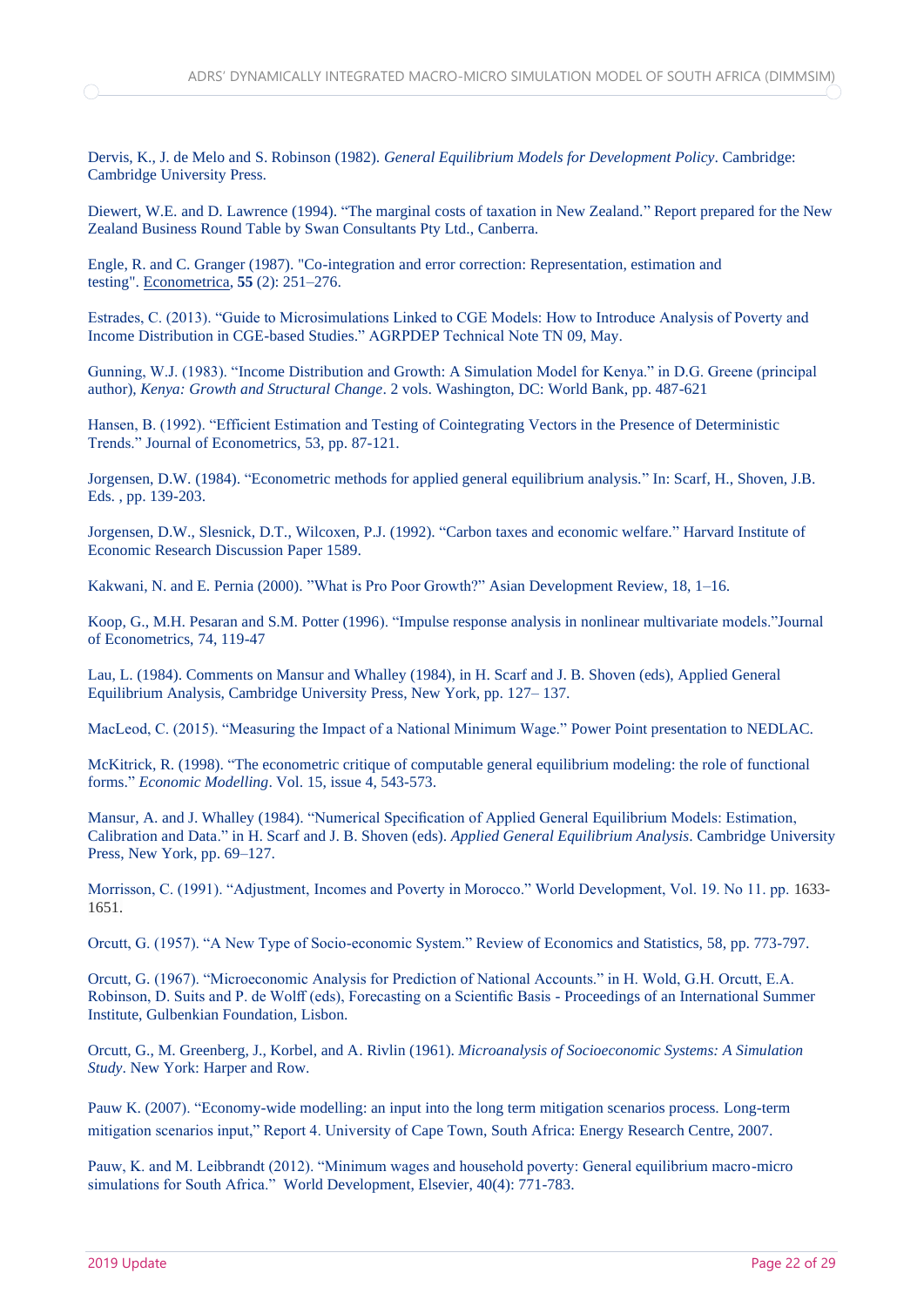Dervis, K., J. de Melo and S. Robinson (1982). *General Equilibrium Models for Development Policy*. Cambridge: Cambridge University Press.

Diewert, W.E. and D. Lawrence (1994). "The marginal costs of taxation in New Zealand." Report prepared for the New Zealand Business Round Table by Swan Consultants Pty Ltd., Canberra.

Engle, R. and C. Granger (1987). "Co-integration and error correction: Representation, estimation and testing". Econometrica, **55** (2): 251–276.

Estrades, C. (2013). "Guide to Microsimulations Linked to CGE Models: How to Introduce Analysis of Poverty and Income Distribution in CGE-based Studies." AGRPDEP Technical Note TN 09, May.

Gunning, W.J. (1983). "Income Distribution and Growth: A Simulation Model for Kenya." in D.G. Greene (principal author), *Kenya: Growth and Structural Change*. 2 vols. Washington, DC: World Bank, pp. 487-621

Hansen, B. (1992). "Efficient Estimation and Testing of Cointegrating Vectors in the Presence of Deterministic Trends." Journal of Econometrics, 53, pp. 87-121.

Jorgensen, D.W. (1984). "Econometric methods for applied general equilibrium analysis." In: Scarf, H., Shoven, J.B. Eds. , pp. 139-203.

Jorgensen, D.W., Slesnick, D.T., Wilcoxen, P.J. (1992). "Carbon taxes and economic welfare." Harvard Institute of Economic Research Discussion Paper 1589.

Kakwani, N. and E. Pernia (2000). "What is Pro Poor Growth?" Asian Development Review, 18, 1–16.

Koop, G., M.H. Pesaran and S.M. Potter (1996). "Impulse response analysis in nonlinear multivariate models."Journal of Econometrics, 74, 119-47

Lau, L. (1984). Comments on Mansur and Whalley (1984), in H. Scarf and J. B. Shoven (eds), Applied General Equilibrium Analysis, Cambridge University Press, New York, pp. 127– 137.

MacLeod, C. (2015). "Measuring the Impact of a National Minimum Wage." Power Point presentation to NEDLAC.

McKitrick, R. (1998). "The econometric critique of computable general equilibrium modeling: the role of functional forms." *Economic Modelling*. Vol. 15, issue 4, 543-573.

Mansur, A. and J. Whalley (1984). "Numerical Specification of Applied General Equilibrium Models: Estimation, Calibration and Data." in H. Scarf and J. B. Shoven (eds). *Applied General Equilibrium Analysis*. Cambridge University Press, New York, pp. 69–127.

Morrisson, C. (1991). "Adjustment, Incomes and Poverty in Morocco." World Development, Vol. 19. No 11. pp. 1633-1651.

Orcutt, G. (1957). "A New Type of Socio-economic System." Review of Economics and Statistics, 58, pp. 773-797.

Orcutt, G. (1967). "Microeconomic Analysis for Prediction of National Accounts." in H. Wold, G.H. Orcutt, E.A. Robinson, D. Suits and P. de Wolff (eds), Forecasting on a Scientific Basis - Proceedings of an International Summer Institute, Gulbenkian Foundation, Lisbon.

Orcutt, G., M. Greenberg, J., Korbel, and A. Rivlin (1961). *Microanalysis of Socioeconomic Systems: A Simulation Study*. New York: Harper and Row.

Pauw K. (2007). "Economy-wide modelling: an input into the long term mitigation scenarios process. Long-term mitigation scenarios input," Report 4. University of Cape Town, South Africa: Energy Research Centre, 2007.

Pauw, K. and M. Leibbrandt (2012). "Minimum wages and household poverty: General equilibrium macro-micro simulations for South Africa." World Development, Elsevier, 40(4): 771-783.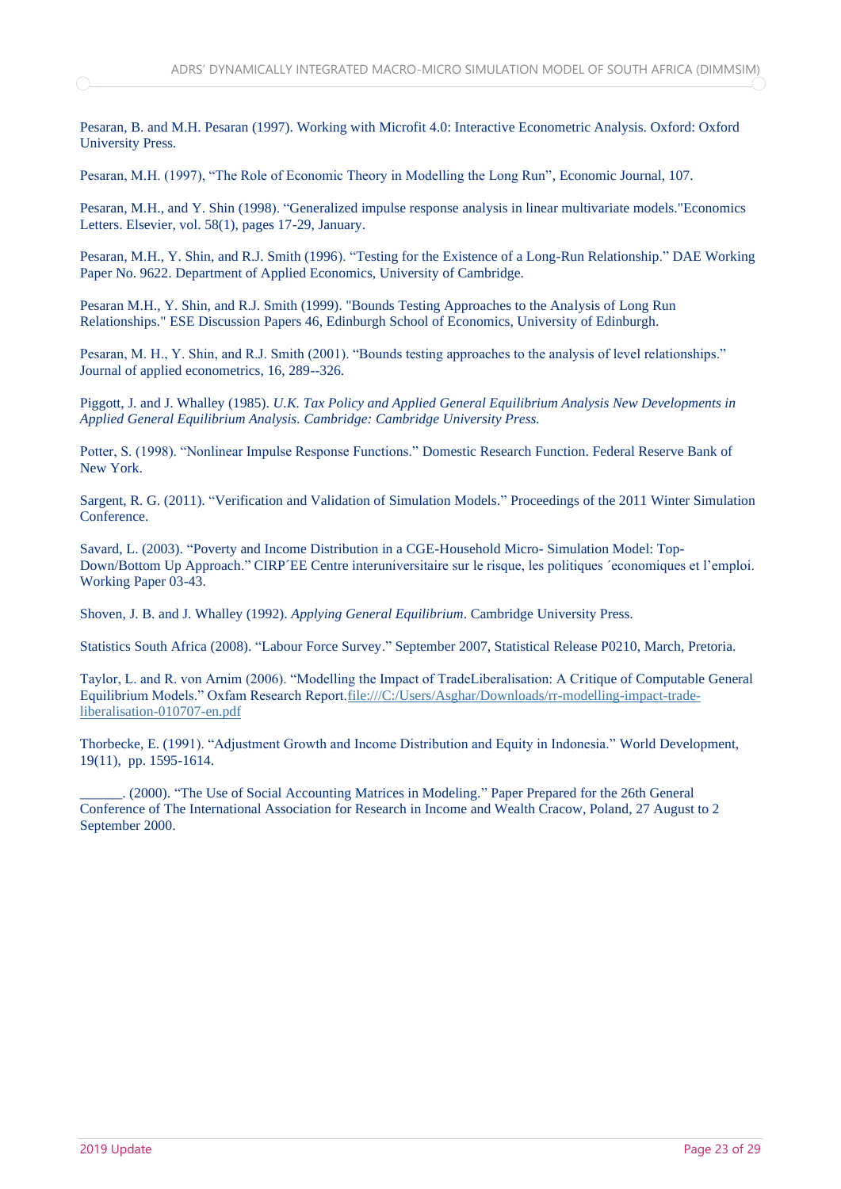Pesaran, B. and M.H. Pesaran (1997). Working with Microfit 4.0: Interactive Econometric Analysis. Oxford: Oxford University Press.

Pesaran, M.H. (1997), "The Role of Economic Theory in Modelling the Long Run", Economic Journal, 107.

Pesaran, M.H., and Y. Shin (1998). "Generalized impulse response analysis in linear multivariate models."Economics Letters. Elsevier, vol. 58(1), pages 17-29, January.

Pesaran, M.H., Y. Shin, and R.J. Smith (1996). "Testing for the Existence of a Long-Run Relationship." DAE Working Paper No. 9622. Department of Applied Economics, University of Cambridge.

Pesaran M.H., Y. Shin, and R.J. Smith (1999). "Bounds Testing Approaches to the Analysis of Long Run Relationships." ESE Discussion Papers 46, Edinburgh School of Economics, University of Edinburgh.

Pesaran, M. H., Y. Shin, and R.J. Smith (2001). "Bounds testing approaches to the analysis of level relationships." Journal of applied econometrics, 16, 289--326.

Piggott, J. and J. Whalley (1985). *U.K. Tax Policy and Applied General Equilibrium Analysis New Developments in Applied General Equilibrium Analysis. Cambridge: Cambridge University Press.*

Potter, S. (1998). "Nonlinear Impulse Response Functions." Domestic Research Function. Federal Reserve Bank of New York.

Sargent, R. G. (2011). "Verification and Validation of Simulation Models." Proceedings of the 2011 Winter Simulation Conference.

Savard, L. (2003). "Poverty and Income Distribution in a CGE-Household Micro- Simulation Model: Top-Down/Bottom Up Approach." CIRP´EE Centre interuniversitaire sur le risque, les politiques ´economiques et l'emploi. Working Paper 03-43.

Shoven, J. B. and J. Whalley (1992). *Applying General Equilibrium*. Cambridge University Press.

Statistics South Africa (2008). "Labour Force Survey." September 2007, Statistical Release P0210, March, Pretoria.

Taylor, L. and R. von Arnim (2006). "Modelling the Impact of TradeLiberalisation: A Critique of Computable General Equilibrium Models." Oxfam Research Report.file:///C:/Users/Asghar/Downloads/rr-modelling-impact-trade-liberalisation-010707-en.pdf

Thorbecke, E. (1991). "Adjustment Growth and Income Distribution and Equity in Indonesia." World Development, 19(11), pp. 1595-1614.

\_\_\_\_\_\_. (2000). "The Use of Social Accounting Matrices in Modeling." Paper Prepared for the 26th General Conference of The International Association for Research in Income and Wealth Cracow, Poland, 27 August to 2 September 2000.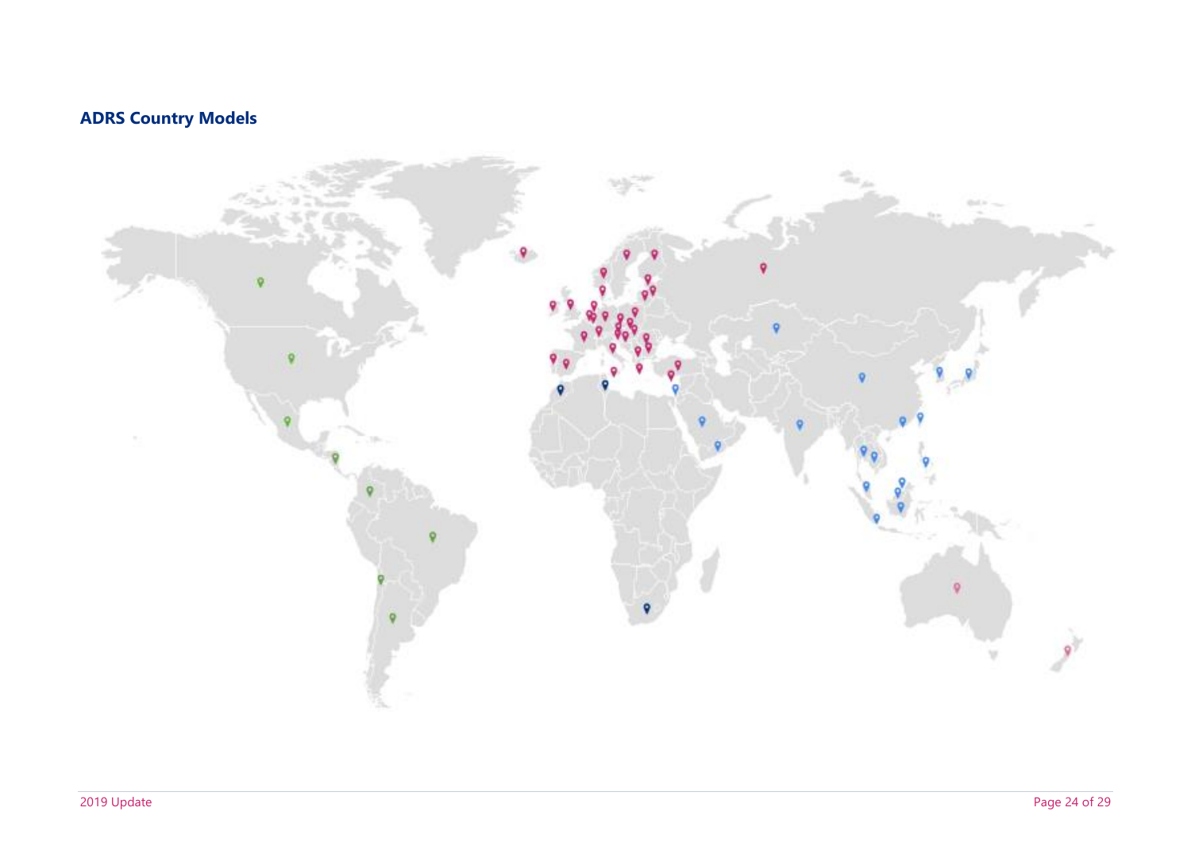## ADRS Country Models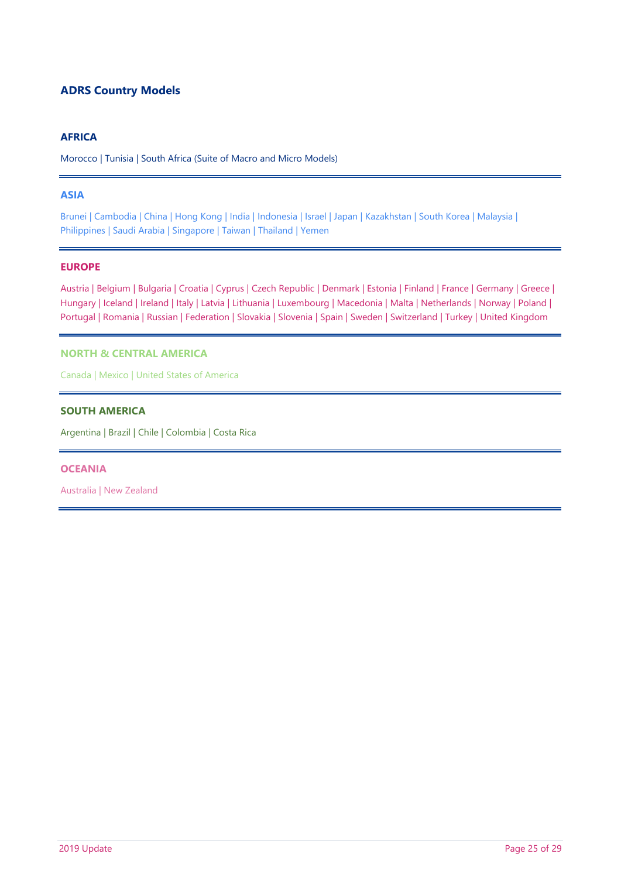## ADRS Country Models

### AFRICA

Morocco | Tunisia | South Africa (Suite of Macro and Micro Models)

### ASIA

Brunei | Cambodia | China | Hong Kong | India | Indonesia | Israel | Japan | Kazakhstan | South Korea | Malaysia | Philippines | Saudi Arabia | Singapore | Taiwan | Thailand | Yemen

### EUROPE

Austria | Belgium | Bulgaria | Croatia | Cyprus | Czech Republic | Denmark | Estonia | Finland | France | Germany | Greece | Hungary | Iceland | Ireland | Italy | Latvia | Lithuania | Luxembourg | Macedonia | Malta | Netherlands | Norway | Poland | Portugal | Romania | Russian | Federation | Slovakia | Slovenia | Spain | Sweden | Switzerland | Turkey | United Kingdom

### NORTH & CENTRAL AMERICA

Canada | Mexico | United States of America

### SOUTH AMERICA

Argentina | Brazil | Chile | Colombia | Costa Rica

### OCEANIA

Australia | New Zealand